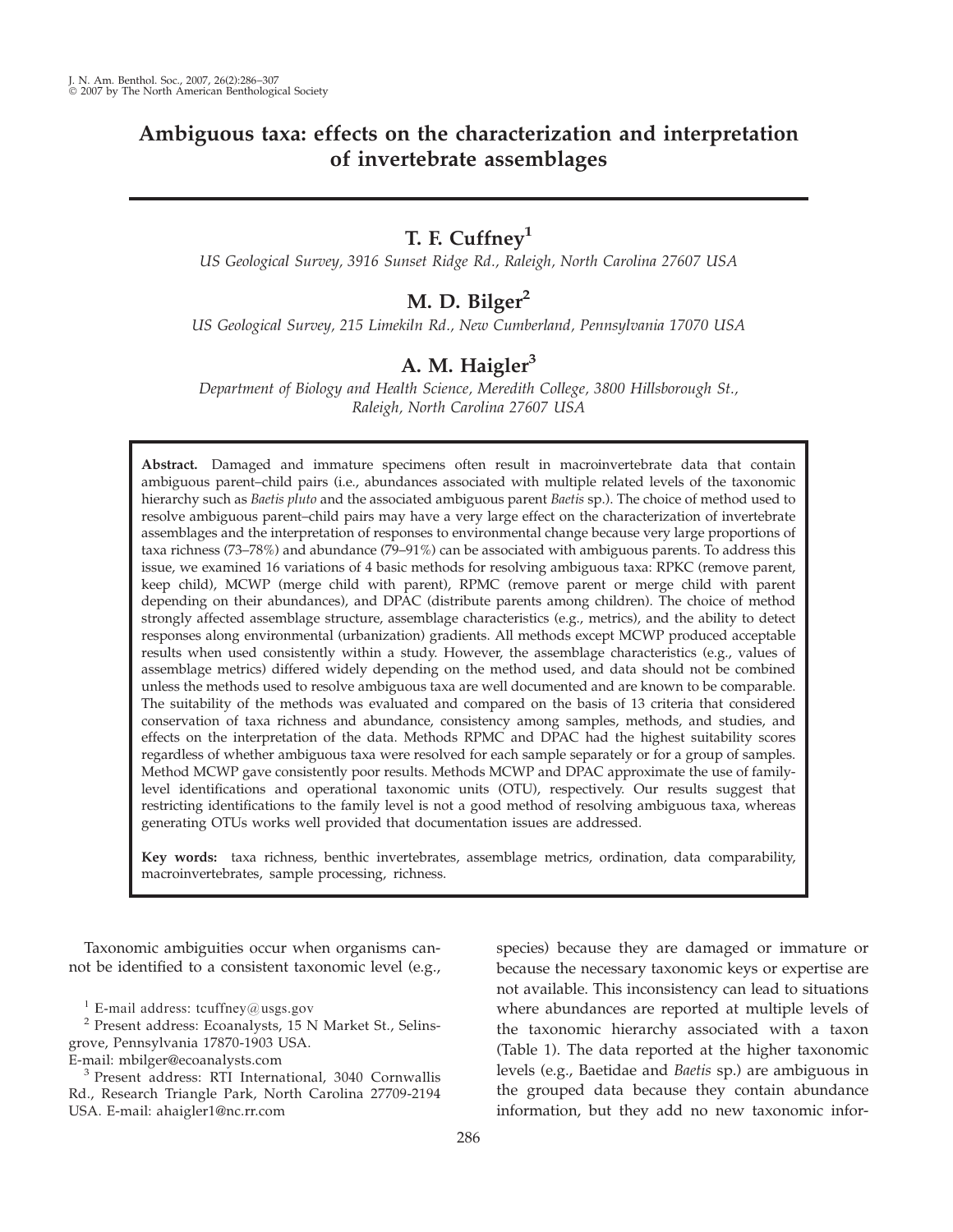# Ambiguous taxa: effects on the characterization and interpretation of invertebrate assemblages

## T. F. Cuffney[1]

*US Geological Survey, 3916 Sunset Ridge Rd., Raleigh, North Carolina 27607 USA*

## M. D. Bilger[2]

*US Geological Survey, 215 Limekiln Rd., New Cumberland, Pennsylvania 17070 USA*

## A. M. Haigler[3]

*Department of Biology and Health Science, Meredith College, 3800 Hillsborough St., Raleigh, North Carolina 27607 USA*

**Abstract.** Damaged and immature specimens often result in macroinvertebrate data that contain ambiguous parent–child pairs (i.e., abundances associated with multiple related levels of the taxonomic hierarchy such as *Baetis pluto* and the associated ambiguous parent *Baetis* sp.). The choice of method used to resolve ambiguous parent–child pairs may have a very large effect on the characterization of invertebrate assemblages and the interpretation of responses to environmental change because very large proportions of taxa richness (73–78%) and abundance (79–91%) can be associated with ambiguous parents. To address this issue, we examined 16 variations of 4 basic methods for resolving ambiguous taxa: RPKC (remove parent, keep child), MCWP (merge child with parent), RPMC (remove parent or merge child with parent depending on their abundances), and DPAC (distribute parents among children). The choice of method strongly affected assemblage structure, assemblage characteristics (e.g., metrics), and the ability to detect responses along environmental (urbanization) gradients. All methods except MCWP produced acceptable results when used consistently within a study. However, the assemblage characteristics (e.g., values of assemblage metrics) differed widely depending on the method used, and data should not be combined unless the methods used to resolve ambiguous taxa are well documented and are known to be comparable. The suitability of the methods was evaluated and compared on the basis of 13 criteria that considered conservation of taxa richness and abundance, consistency among samples, methods, and studies, and effects on the interpretation of the data. Methods RPMC and DPAC had the highest suitability scores regardless of whether ambiguous taxa were resolved for each sample separately or for a group of samples. Method MCWP gave consistently poor results. Methods MCWP and DPAC approximate the use of family-level identifications and operational taxonomic units (OTU), respectively. Our results suggest that restricting identifications to the family level is not a good method of resolving ambiguous taxa, whereas generating OTUs works well provided that documentation issues are addressed.

**Key words:** taxa richness, benthic invertebrates, assemblage metrics, ordination, data comparability, macroinvertebrates, sample processing, richness.

Taxonomic ambiguities occur when organisms cannot be identified to a consistent taxonomic level (e.g., species) because they are damaged or immature or because the necessary taxonomic keys or expertise are not available. This inconsistency can lead to situations where abundances are reported at multiple levels of the taxonomic hierarchy associated with a taxon (Table 1). The data reported at the higher taxonomic levels (e.g., Baetidae and *Baetis* sp.) are ambiguous in the grouped data because they contain abundance information, but they add no new taxonomic infor-

[1] E-mail address: tcuffney@usgs.gov

[2] Present address: Ecoanalysts, 15 N Market St., Selinsgrove, Pennsylvania 17870-1903 USA.
E-mail: mbilger@ecoanalysts.com

[3] Present address: RTI International, 3040 Cornwallis Rd., Research Triangle Park, North Carolina 27709-2194 USA. E-mail: ahaigler1@nc.rr.com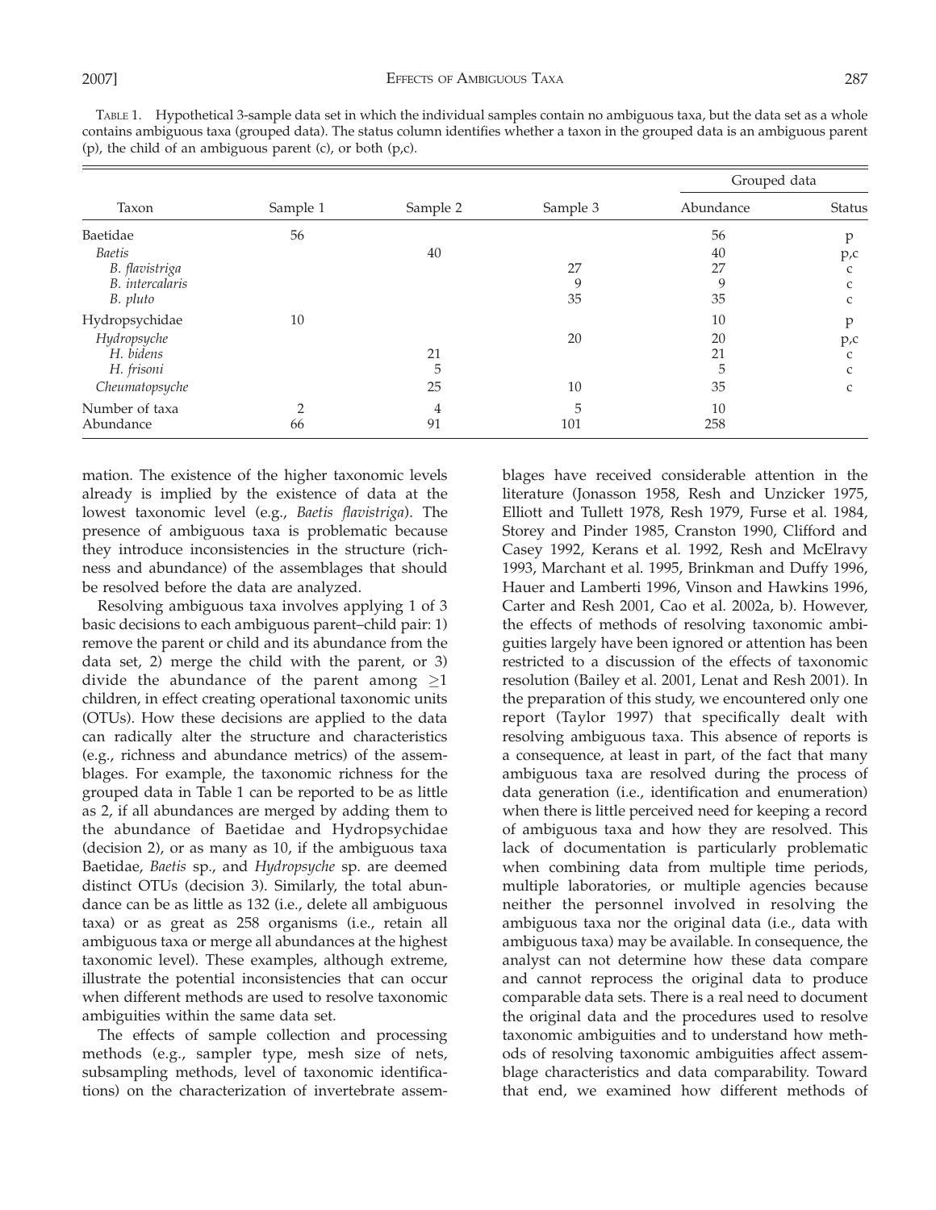TABLE 1. Hypothetical 3-sample data set in which the individual samples contain no ambiguous taxa, but the data set as a whole contains ambiguous taxa (grouped data). The status column identifies whether a taxon in the grouped data is an ambiguous parent (p), the child of an ambiguous parent (c), or both (p,c).

| Taxon | Sample 1 | Sample 2 | Sample 3 | Grouped data | |
|---|---|---|---|---|---|
| | | | | Abundance | Status |
| Baetidae | 56 | | | 56 | p |
| *Baetis* | | 40 | | 40 | p,c |
| *B. flavistriga* | | | 27 | 27 | c |
| *B. intercalaris* | | | 9 | 9 | c |
| *B. pluto* | | | 35 | 35 | c |
| Hydropsychidae | 10 | | | 10 | p |
| *Hydropsyche* | | | 20 | 20 | p,c |
| *H. bidens* | | 21 | | 21 | c |
| *H. frisoni* | | 5 | | 5 | c |
| *Cheumatopsyche* | | 25 | 10 | 35 | c |
| Number of taxa | 2 | 4 | 5 | 10 | |
| Abundance | 66 | 91 | 101 | 258 | |

mation. The existence of the higher taxonomic levels already is implied by the existence of data at the lowest taxonomic level (e.g., *Baetis flavistriga*). The presence of ambiguous taxa is problematic because they introduce inconsistencies in the structure (richness and abundance) of the assemblages that should be resolved before the data are analyzed.

Resolving ambiguous taxa involves applying 1 of 3 basic decisions to each ambiguous parent–child pair: 1) remove the parent or child and its abundance from the data set, 2) merge the child with the parent, or 3) divide the abundance of the parent among ≥1 children, in effect creating operational taxonomic units (OTUs). How these decisions are applied to the data can radically alter the structure and characteristics (e.g., richness and abundance metrics) of the assemblages. For example, the taxonomic richness for the grouped data in Table 1 can be reported to be as little as 2, if all abundances are merged by adding them to the abundance of Baetidae and Hydropsychidae (decision 2), or as many as 10, if the ambiguous taxa Baetidae, *Baetis* sp., and *Hydropsyche* sp. are deemed distinct OTUs (decision 3). Similarly, the total abundance can be as little as 132 (i.e., delete all ambiguous taxa) or as great as 258 organisms (i.e., retain all ambiguous taxa or merge all abundances at the highest taxonomic level). These examples, although extreme, illustrate the potential inconsistencies that can occur when different methods are used to resolve taxonomic ambiguities within the same data set.

The effects of sample collection and processing methods (e.g., sampler type, mesh size of nets, subsampling methods, level of taxonomic identifications) on the characterization of invertebrate assemblages have received considerable attention in the literature (Jonasson 1958, Resh and Unzicker 1975, Elliott and Tullett 1978, Resh 1979, Furse et al. 1984, Storey and Pinder 1985, Cranston 1990, Clifford and Casey 1992, Kerans et al. 1992, Resh and McElravy 1993, Marchant et al. 1995, Brinkman and Duffy 1996, Hauer and Lamberti 1996, Vinson and Hawkins 1996, Carter and Resh 2001, Cao et al. 2002a, b). However, the effects of methods of resolving taxonomic ambiguities largely have been ignored or attention has been restricted to a discussion of the effects of taxonomic resolution (Bailey et al. 2001, Lenat and Resh 2001). In the preparation of this study, we encountered only one report (Taylor 1997) that specifically dealt with resolving ambiguous taxa. This absence of reports is a consequence, at least in part, of the fact that many ambiguous taxa are resolved during the process of data generation (i.e., identification and enumeration) when there is little perceived need for keeping a record of ambiguous taxa and how they are resolved. This lack of documentation is particularly problematic when combining data from multiple time periods, multiple laboratories, or multiple agencies because neither the personnel involved in resolving the ambiguous taxa nor the original data (i.e., data with ambiguous taxa) may be available. In consequence, the analyst can not determine how these data compare and cannot reprocess the original data to produce comparable data sets. There is a real need to document the original data and the procedures used to resolve taxonomic ambiguities and to understand how methods of resolving taxonomic ambiguities affect assemblage characteristics and data comparability. Toward that end, we examined how different methods of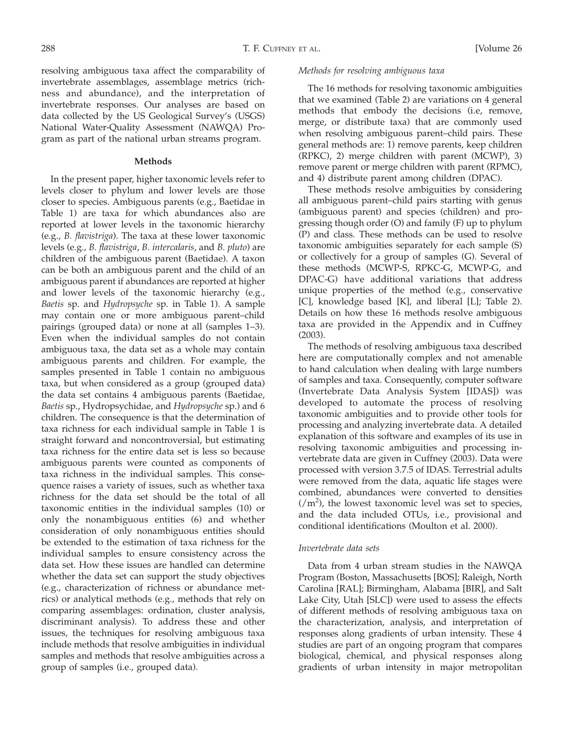resolving ambiguous taxa affect the comparability of invertebrate assemblages, assemblage metrics (richness and abundance), and the interpretation of invertebrate responses. Our analyses are based on data collected by the US Geological Survey's (USGS) National Water-Quality Assessment (NAWQA) Program as part of the national urban streams program.

## Methods

In the present paper, higher taxonomic levels refer to levels closer to phylum and lower levels are those closer to species. Ambiguous parents (e.g., Baetidae in Table 1) are taxa for which abundances also are reported at lower levels in the taxonomic hierarchy (e.g., *B. flavistriga*). The taxa at these lower taxonomic levels (e.g., *B. flavistriga*, *B. intercalaris*, and *B. pluto*) are children of the ambiguous parent (Baetidae). A taxon can be both an ambiguous parent and the child of an ambiguous parent if abundances are reported at higher and lower levels of the taxonomic hierarchy (e.g., *Baetis* sp. and *Hydropsyche* sp. in Table 1). A sample may contain one or more ambiguous parent–child pairings (grouped data) or none at all (samples 1–3). Even when the individual samples do not contain ambiguous taxa, the data set as a whole may contain ambiguous parents and children. For example, the samples presented in Table 1 contain no ambiguous taxa, but when considered as a group (grouped data) the data set contains 4 ambiguous parents (Baetidae, *Baetis* sp., Hydropsychidae, and *Hydropsyche* sp.) and 6 children. The consequence is that the determination of taxa richness for each individual sample in Table 1 is straight forward and noncontroversial, but estimating taxa richness for the entire data set is less so because ambiguous parents were counted as components of taxa richness in the individual samples. This consequence raises a variety of issues, such as whether taxa richness for the data set should be the total of all taxonomic entities in the individual samples (10) or only the nonambiguous entities (6) and whether consideration of only nonambiguous entities should be extended to the estimation of taxa richness for the individual samples to ensure consistency across the data set. How these issues are handled can determine whether the data set can support the study objectives (e.g., characterization of richness or abundance metrics) or analytical methods (e.g., methods that rely on comparing assemblages: ordination, cluster analysis, discriminant analysis). To address these and other issues, the techniques for resolving ambiguous taxa include methods that resolve ambiguities in individual samples and methods that resolve ambiguities across a group of samples (i.e., grouped data).

### *Methods for resolving ambiguous taxa*

The 16 methods for resolving taxonomic ambiguities that we examined (Table 2) are variations on 4 general methods that embody the decisions (i.e, remove, merge, or distribute taxa) that are commonly used when resolving ambiguous parent–child pairs. These general methods are: 1) remove parents, keep children (RPKC), 2) merge children with parent (MCWP), 3) remove parent or merge children with parent (RPMC), and 4) distribute parent among children (DPAC).

These methods resolve ambiguities by considering all ambiguous parent–child pairs starting with genus (ambiguous parent) and species (children) and progressing though order (O) and family (F) up to phylum (P) and class. These methods can be used to resolve taxonomic ambiguities separately for each sample (S) or collectively for a group of samples (G). Several of these methods (MCWP-S, RPKC-G, MCWP-G, and DPAC-G) have additional variations that address unique properties of the method (e.g., conservative [C], knowledge based [K], and liberal [L]; Table 2). Details on how these 16 methods resolve ambiguous taxa are provided in the Appendix and in Cuffney (2003).

The methods of resolving ambiguous taxa described here are computationally complex and not amenable to hand calculation when dealing with large numbers of samples and taxa. Consequently, computer software (Invertebrate Data Analysis System [IDAS]) was developed to automate the process of resolving taxonomic ambiguities and to provide other tools for processing and analyzing invertebrate data. A detailed explanation of this software and examples of its use in resolving taxonomic ambiguities and processing invertebrate data are given in Cuffney (2003). Data were processed with version 3.7.5 of IDAS. Terrestrial adults were removed from the data, aquatic life stages were combined, abundances were converted to densities ($/m^2$), the lowest taxonomic level was set to species, and the data included OTUs, i.e., provisional and conditional identifications (Moulton et al. 2000).

### *Invertebrate data sets*

Data from 4 urban stream studies in the NAWQA Program (Boston, Massachusetts [BOS]; Raleigh, North Carolina [RAL]; Birmingham, Alabama [BIR], and Salt Lake City, Utah [SLC]) were used to assess the effects of different methods of resolving ambiguous taxa on the characterization, analysis, and interpretation of responses along gradients of urban intensity. These 4 studies are part of an ongoing program that compares biological, chemical, and physical responses along gradients of urban intensity in major metropolitan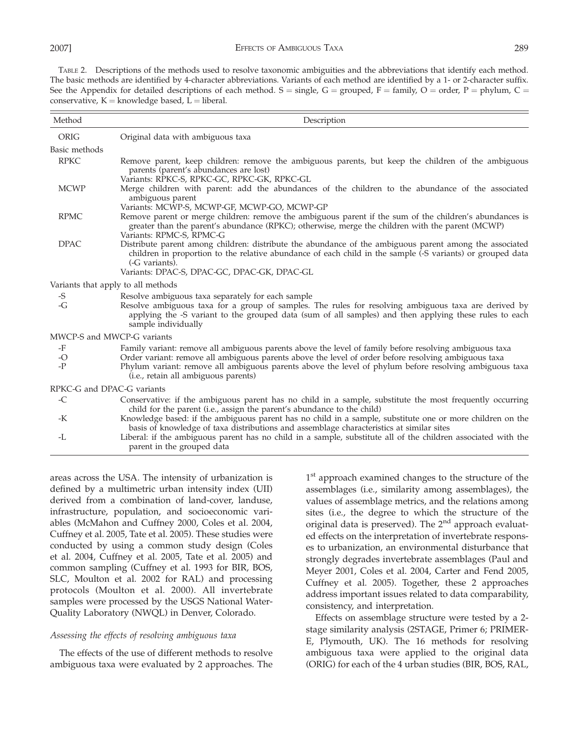TABLE 2. Descriptions of the methods used to resolve taxonomic ambiguities and the abbreviations that identify each method. The basic methods are identified by 4-character abbreviations. Variants of each method are identified by a 1- or 2-character suffix. See the Appendix for detailed descriptions of each method. S = single, G = grouped, F = family, O = order, P = phylum, C = conservative, K = knowledge based, L = liberal.

| Method | Description |
|---|---|
| ORIG | Original data with ambiguous taxa |
| Basic methods | |
| RPKC | Remove parent, keep children: remove the ambiguous parents, but keep the children of the ambiguous parents (parent's abundances are lost)<br>Variants: RPKC-S, RPKC-GC, RPKC-GK, RPKC-GL |
| MCWP | Merge children with parent: add the abundances of the children to the abundance of the associated ambiguous parent<br>Variants: MCWP-S, MCWP-GF, MCWP-GO, MCWP-GP |
| RPMC | Remove parent or merge children: remove the ambiguous parent if the sum of the children's abundances is greater than the parent's abundance (RPKC); otherwise, merge the children with the parent (MCWP)<br>Variants: RPMC-S, RPMC-G |
| DPAC | Distribute parent among children: distribute the abundance of the ambiguous parent among the associated children in proportion to the relative abundance of each child in the sample (-S variants) or grouped data (-G variants).<br>Variants: DPAC-S, DPAC-GC, DPAC-GK, DPAC-GL |
| Variants that apply to all methods | |
| -S | Resolve ambiguous taxa separately for each sample |
| -G | Resolve ambiguous taxa for a group of samples. The rules for resolving ambiguous taxa are derived by applying the -S variant to the grouped data (sum of all samples) and then applying these rules to each sample individually |
| MWCP-S and MWCP-G variants | |
| -F | Family variant: remove all ambiguous parents above the level of family before resolving ambiguous taxa |
| -O | Order variant: remove all ambiguous parents above the level of order before resolving ambiguous taxa |
| -P | Phylum variant: remove all ambiguous parents above the level of phylum before resolving ambiguous taxa (i.e., retain all ambiguous parents) |
| RPKC-G and DPAC-G variants | |
| -C | Conservative: if the ambiguous parent has no child in a sample, substitute the most frequently occurring child for the parent (i.e., assign the parent's abundance to the child) |
| -K | Knowledge based: if the ambiguous parent has no child in a sample, substitute one or more children on the basis of knowledge of taxa distributions and assemblage characteristics at similar sites |
| -L | Liberal: if the ambiguous parent has no child in a sample, substitute all of the children associated with the parent in the grouped data |

areas across the USA. The intensity of urbanization is defined by a multimetric urban intensity index (UII) derived from a combination of land-cover, landuse, infrastructure, population, and socioeconomic variables (McMahon and Cuffney 2000, Coles et al. 2004, Cuffney et al. 2005, Tate et al. 2005). These studies were conducted by using a common study design (Coles et al. 2004, Cuffney et al. 2005, Tate et al. 2005) and common sampling (Cuffney et al. 1993 for BIR, BOS, SLC, Moulton et al. 2002 for RAL) and processing protocols (Moulton et al. 2000). All invertebrate samples were processed by the USGS National Water-Quality Laboratory (NWQL) in Denver, Colorado.

### *Assessing the effects of resolving ambiguous taxa*

The effects of the use of different methods to resolve ambiguous taxa were evaluated by 2 approaches. The 1st approach examined changes to the structure of the assemblages (i.e., similarity among assemblages), the values of assemblage metrics, and the relations among sites (i.e., the degree to which the structure of the original data is preserved). The 2nd approach evaluated effects on the interpretation of invertebrate responses to urbanization, an environmental disturbance that strongly degrades invertebrate assemblages (Paul and Meyer 2001, Coles et al. 2004, Carter and Fend 2005, Cuffney et al. 2005). Together, these 2 approaches address important issues related to data comparability, consistency, and interpretation.

Effects on assemblage structure were tested by a 2-stage similarity analysis (2STAGE, Primer 6; PRIMER-E, Plymouth, UK). The 16 methods for resolving ambiguous taxa were applied to the original data (ORIG) for each of the 4 urban studies (BIR, BOS, RAL,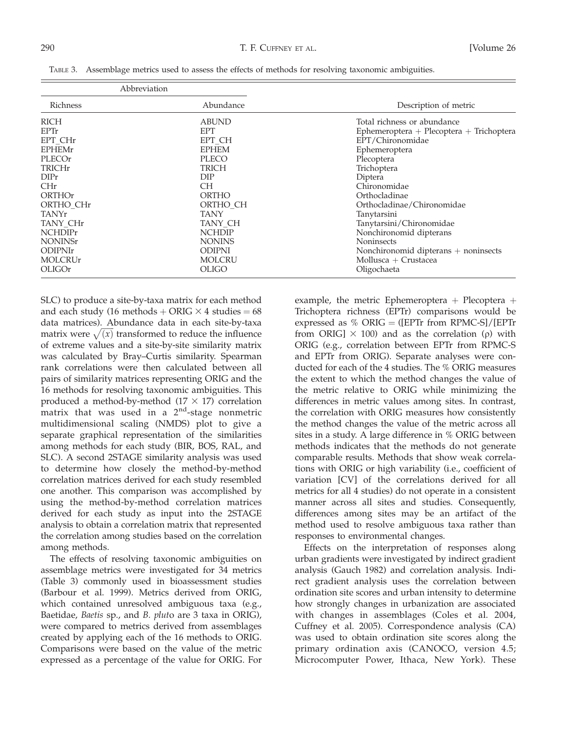TABLE 3. Assemblage metrics used to assess the effects of methods for resolving taxonomic ambiguities.

| Abbreviation | | |
|---|---|---|
| Richness | Abundance | Description of metric |
| RICH | ABUND | Total richness or abundance |
| EPTr | EPT | Ephemeroptera + Plecoptera + Trichoptera |
| EPT_CHr | EPT_CH | EPT/Chironomidae |
| EPHEMr | EPHEM | Ephemeroptera |
| PLECOr | PLECO | Plecoptera |
| TRICHr | TRICH | Trichoptera |
| DIPr | DIP | Diptera |
| CHr | CH | Chironomidae |
| ORTHOr | ORTHO | Orthocladinae |
| ORTHO_CHr | ORTHO_CH | Orthocladinae/Chironomidae |
| TANYr | TANY | Tanytarsini |
| TANY_CHr | TANY_CH | Tanytarsini/Chironomidae |
| NCHDIPr | NCHDIP | Nonchironomid dipterans |
| NONINSr | NONINS | Noninsects |
| ODIPNIr | ODIPNI | Nonchironomid dipterans + noninsects |
| MOLCRUr | MOLCRU | Mollusca + Crustacea |
| OLIGOr | OLIGO | Oligochaeta |

SLC) to produce a site-by-taxa matrix for each method and each study (16 methods + ORIG × 4 studies = 68 data matrices). Abundance data in each site-by-taxa matrix were $\sqrt{(x)}$ transformed to reduce the influence of extreme values and a site-by-site similarity matrix was calculated by Bray–Curtis similarity. Spearman rank correlations were then calculated between all pairs of similarity matrices representing ORIG and the 16 methods for resolving taxonomic ambiguities. This produced a method-by-method (17 × 17) correlation matrix that was used in a 2$^{nd}$-stage nonmetric multidimensional scaling (NMDS) plot to give a separate graphical representation of the similarities among methods for each study (BIR, BOS, RAL, and SLC). A second 2STAGE similarity analysis was used to determine how closely the method-by-method correlation matrices derived for each study resembled one another. This comparison was accomplished by using the method-by-method correlation matrices derived for each study as input into the 2STAGE analysis to obtain a correlation matrix that represented the correlation among studies based on the correlation among methods.

The effects of resolving taxonomic ambiguities on assemblage metrics were investigated for 34 metrics (Table 3) commonly used in bioassessment studies (Barbour et al. 1999). Metrics derived from ORIG, which contained unresolved ambiguous taxa (e.g., Baetidae, *Baetis* sp., and *B. pluto* are 3 taxa in ORIG), were compared to metrics derived from assemblages created by applying each of the 16 methods to ORIG. Comparisons were based on the value of the metric expressed as a percentage of the value for ORIG. For example, the metric Ephemeroptera + Plecoptera + Trichoptera richness (EPTr) comparisons would be expressed as % ORIG = ([EPTr from RPMC-S]/[EPTr from ORIG] × 100) and as the correlation (ρ) with ORIG (e.g., correlation between EPTr from RPMC-S and EPTr from ORIG). Separate analyses were conducted for each of the 4 studies. The % ORIG measures the extent to which the method changes the value of the metric relative to ORIG while minimizing the differences in metric values among sites. In contrast, the correlation with ORIG measures how consistently the method changes the value of the metric across all sites in a study. A large difference in % ORIG between methods indicates that the methods do not generate comparable results. Methods that show weak correlations with ORIG or high variability (i.e., coefficient of variation [CV] of the correlations derived for all metrics for all 4 studies) do not operate in a consistent manner across all sites and studies. Consequently, differences among sites may be an artifact of the method used to resolve ambiguous taxa rather than responses to environmental changes.

Effects on the interpretation of responses along urban gradients were investigated by indirect gradient analysis (Gauch 1982) and correlation analysis. Indirect gradient analysis uses the correlation between ordination site scores and urban intensity to determine how strongly changes in urbanization are associated with changes in assemblages (Coles et al. 2004, Cuffney et al. 2005). Correspondence analysis (CA) was used to obtain ordination site scores along the primary ordination axis (CANOCO, version 4.5; Microcomputer Power, Ithaca, New York). These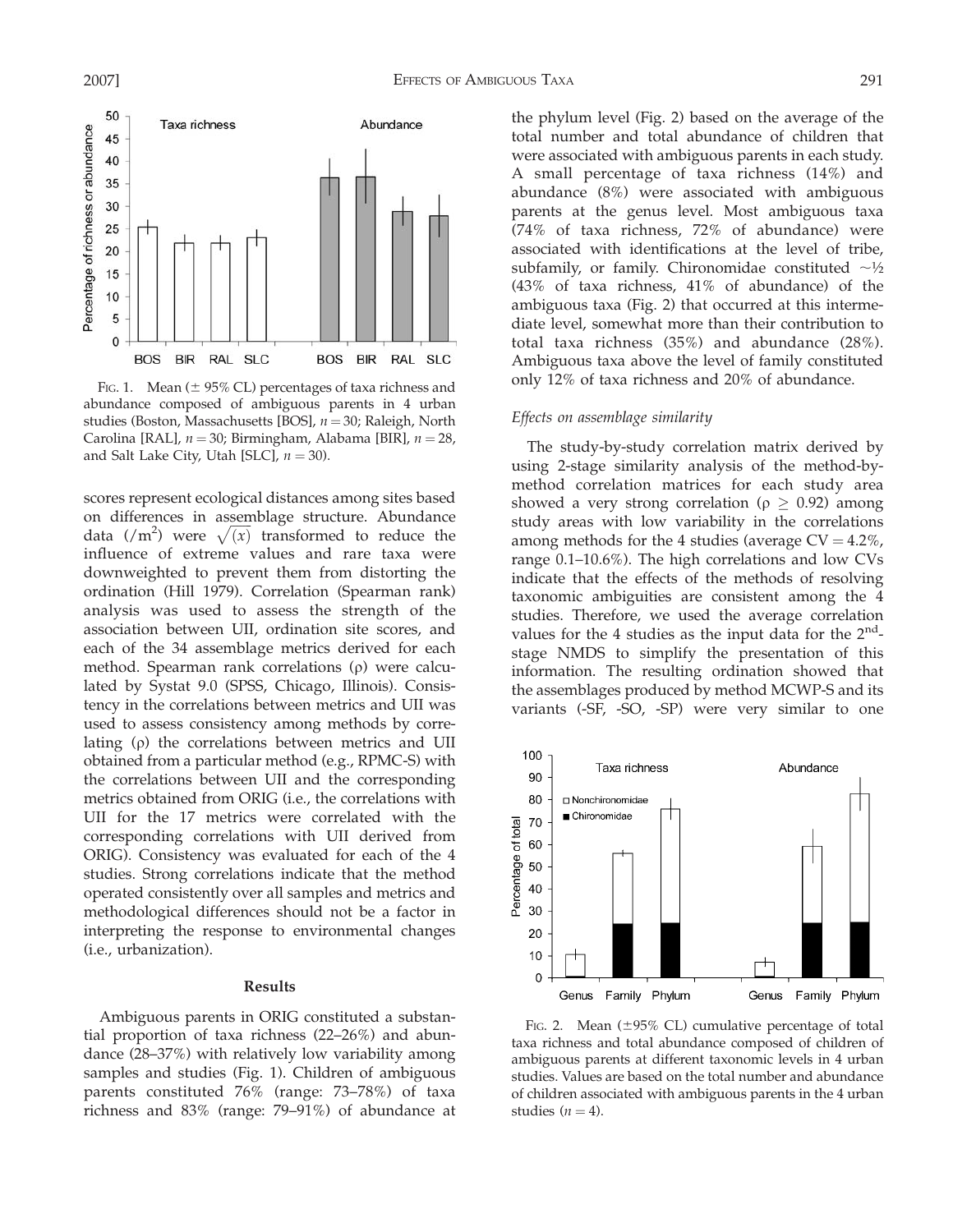FIG. 1. Mean (± 95% CL) percentages of taxa richness and abundance composed of ambiguous parents in 4 urban studies (Boston, Massachusetts [BOS], $n = 30$; Raleigh, North Carolina [RAL], $n = 30$; Birmingham, Alabama [BIR], $n = 28$, and Salt Lake City, Utah [SLC], $n = 30$).

scores represent ecological distances among sites based on differences in assemblage structure. Abundance data (/m$^2$) were $\sqrt{(x)}$ transformed to reduce the influence of extreme values and rare taxa were downweighted to prevent them from distorting the ordination (Hill 1979). Correlation (Spearman rank) analysis was used to assess the strength of the association between UII, ordination site scores, and each of the 34 assemblage metrics derived for each method. Spearman rank correlations (ρ) were calculated by Systat 9.0 (SPSS, Chicago, Illinois). Consistency in the correlations between metrics and UII was used to assess consistency among methods by correlating (ρ) the correlations between metrics and UII obtained from a particular method (e.g., RPMC-S) with the correlations between UII and the corresponding metrics obtained from ORIG (i.e., the correlations with UII for the 17 metrics were correlated with the corresponding correlations with UII derived from ORIG). Consistency was evaluated for each of the 4 studies. Strong correlations indicate that the method operated consistently over all samples and metrics and methodological differences should not be a factor in interpreting the response to environmental changes (i.e., urbanization).

## Results

Ambiguous parents in ORIG constituted a substantial proportion of taxa richness (22–26%) and abundance (28–37%) with relatively low variability among samples and studies (Fig. 1). Children of ambiguous parents constituted 76% (range: 73–78%) of taxa richness and 83% (range: 79–91%) of abundance at the phylum level (Fig. 2) based on the average of the total number and total abundance of children that were associated with ambiguous parents in each study. A small percentage of taxa richness (14%) and abundance (8%) were associated with ambiguous parents at the genus level. Most ambiguous taxa (74% of taxa richness, 72% of abundance) were associated with identifications at the level of tribe, subfamily, or family. Chironomidae constituted ~½ (43% of taxa richness, 41% of abundance) of the ambiguous taxa (Fig. 2) that occurred at this intermediate level, somewhat more than their contribution to total taxa richness (35%) and abundance (28%). Ambiguous taxa above the level of family constituted only 12% of taxa richness and 20% of abundance.

### *Effects on assemblage similarity*

The study-by-study correlation matrix derived by using 2-stage similarity analysis of the method-by-method correlation matrices for each study area showed a very strong correlation (ρ ≥ 0.92) among study areas with low variability in the correlations among methods for the 4 studies (average CV = 4.2%, range 0.1–10.6%). The high correlations and low CVs indicate that the effects of the methods of resolving taxonomic ambiguities are consistent among the 4 studies. Therefore, we used the average correlation values for the 4 studies as the input data for the 2$^{nd}$-stage NMDS to simplify the presentation of this information. The resulting ordination showed that the assemblages produced by method MCWP-S and its variants (-SF, -SO, -SP) were very similar to one

FIG. 2. Mean (±95% CL) cumulative percentage of total taxa richness and total abundance composed of children of ambiguous parents at different taxonomic levels in 4 urban studies. Values are based on the total number and abundance of children associated with ambiguous parents in the 4 urban studies ($n = 4$).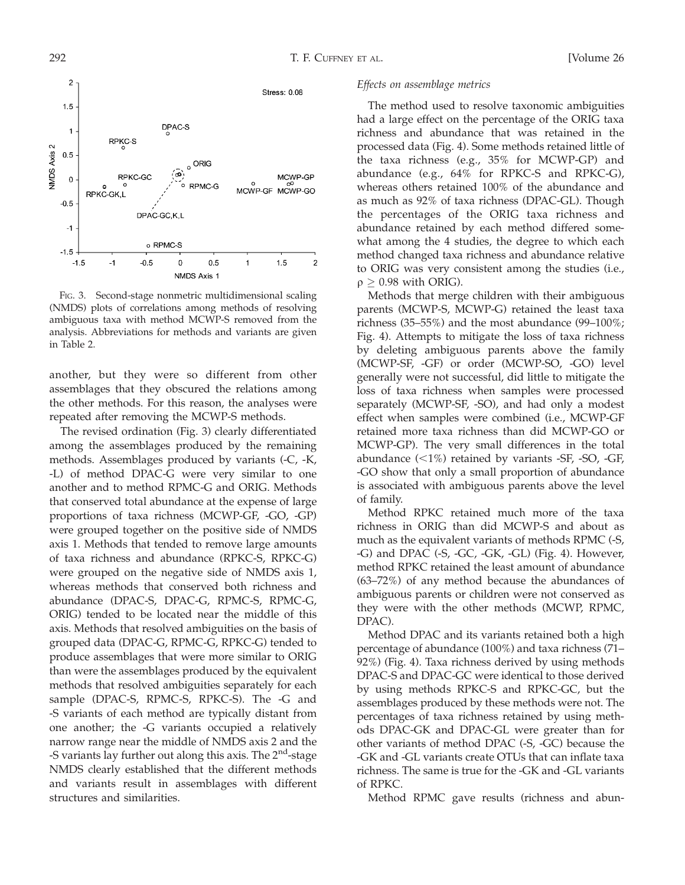Fig. 3. Second-stage nonmetric multidimensional scaling (NMDS) plots of correlations among methods of resolving ambiguous taxa with method MCWP-S removed from the analysis. Abbreviations for methods and variants are given in Table 2.

another, but they were so different from other assemblages that they obscured the relations among the other methods. For this reason, the analyses were repeated after removing the MCWP-S methods.

The revised ordination (Fig. 3) clearly differentiated among the assemblages produced by the remaining methods. Assemblages produced by variants (-C, -K, -L) of method DPAC-G were very similar to one another and to method RPMC-G and ORIG. Methods that conserved total abundance at the expense of large proportions of taxa richness (MCWP-GF, -GO, -GP) were grouped together on the positive side of NMDS axis 1. Methods that tended to remove large amounts of taxa richness and abundance (RPKC-S, RPKC-G) were grouped on the negative side of NMDS axis 1, whereas methods that conserved both richness and abundance (DPAC-S, DPAC-G, RPMC-S, RPMC-G, ORIG) tended to be located near the middle of this axis. Methods that resolved ambiguities on the basis of grouped data (DPAC-G, RPMC-G, RPKC-G) tended to produce assemblages that were more similar to ORIG than were the assemblages produced by the equivalent methods that resolved ambiguities separately for each sample (DPAC-S, RPMC-S, RPKC-S). The -G and -S variants of each method are typically distant from one another; the -G variants occupied a relatively narrow range near the middle of NMDS axis 2 and the -S variants lay further out along this axis. The 2nd-stage NMDS clearly established that the different methods and variants result in assemblages with different structures and similarities.

### *Effects on assemblage metrics*

The method used to resolve taxonomic ambiguities had a large effect on the percentage of the ORIG taxa richness and abundance that was retained in the processed data (Fig. 4). Some methods retained little of the taxa richness (e.g., 35% for MCWP-GP) and abundance (e.g., 64% for RPKC-S and RPKC-G), whereas others retained 100% of the abundance and as much as 92% of taxa richness (DPAC-GL). Though the percentages of the ORIG taxa richness and abundance retained by each method differed somewhat among the 4 studies, the degree to which each method changed taxa richness and abundance relative to ORIG was very consistent among the studies (i.e., $\rho \geq 0.98$ with ORIG).

Methods that merge children with their ambiguous parents (MCWP-S, MCWP-G) retained the least taxa richness (35–55%) and the most abundance (99–100%; Fig. 4). Attempts to mitigate the loss of taxa richness by deleting ambiguous parents above the family (MCWP-SF, -GF) or order (MCWP-SO, -GO) level generally were not successful, did little to mitigate the loss of taxa richness when samples were processed separately (MCWP-SF, -SO), and had only a modest effect when samples were combined (i.e., MCWP-GF retained more taxa richness than did MCWP-GO or MCWP-GP). The very small differences in the total abundance (<1%) retained by variants -SF, -SO, -GF, -GO show that only a small proportion of abundance is associated with ambiguous parents above the level of family.

Method RPKC retained much more of the taxa richness in ORIG than did MCWP-S and about as much as the equivalent variants of methods RPMC (-S, -G) and DPAC (-S, -GC, -GK, -GL) (Fig. 4). However, method RPKC retained the least amount of abundance (63–72%) of any method because the abundances of ambiguous parents or children were not conserved as they were with the other methods (MCWP, RPMC, DPAC).

Method DPAC and its variants retained both a high percentage of abundance (100%) and taxa richness (71–92%) (Fig. 4). Taxa richness derived by using methods DPAC-S and DPAC-GC were identical to those derived by using methods RPKC-S and RPKC-GC, but the assemblages produced by these methods were not. The percentages of taxa richness retained by using methods DPAC-GK and DPAC-GL were greater than for other variants of method DPAC (-S, -GC) because the -GK and -GL variants create OTUs that can inflate taxa richness. The same is true for the -GK and -GL variants of RPKC.

Method RPMC gave results (richness and abun-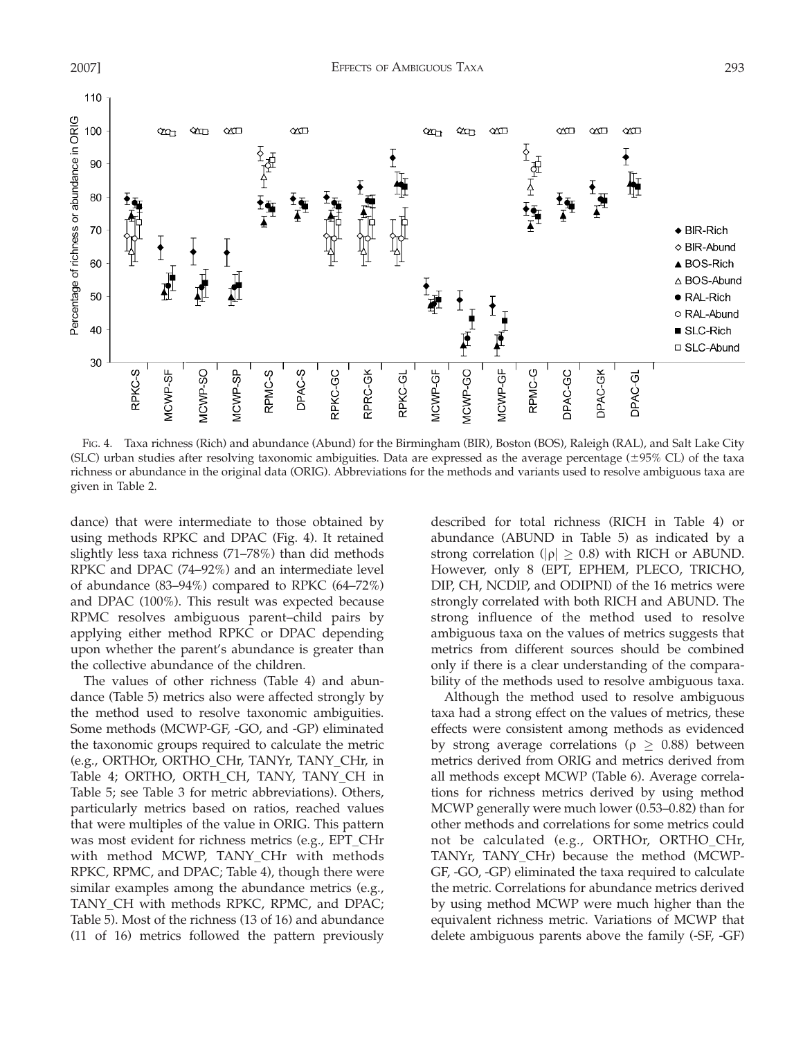FIG. 4. Taxa richness (Rich) and abundance (Abund) for the Birmingham (BIR), Boston (BOS), Raleigh (RAL), and Salt Lake City (SLC) urban studies after resolving taxonomic ambiguities. Data are expressed as the average percentage (±95% CL) of the taxa richness or abundance in the original data (ORIG). Abbreviations for the methods and variants used to resolve ambiguous taxa are given in Table 2.

dance) that were intermediate to those obtained by using methods RPKC and DPAC (Fig. 4). It retained slightly less taxa richness (71–78%) than did methods RPKC and DPAC (74–92%) and an intermediate level of abundance (83–94%) compared to RPKC (64–72%) and DPAC (100%). This result was expected because RPMC resolves ambiguous parent–child pairs by applying either method RPKC or DPAC depending upon whether the parent's abundance is greater than the collective abundance of the children.

The values of other richness (Table 4) and abundance (Table 5) metrics also were affected strongly by the method used to resolve taxonomic ambiguities. Some methods (MCWP-GF, -GO, and -GP) eliminated the taxonomic groups required to calculate the metric (e.g., ORTHOr, ORTHO_CHr, TANYr, TANY_CHr, in Table 4; ORTHO, ORTH_CH, TANY, TANY_CH in Table 5; see Table 3 for metric abbreviations). Others, particularly metrics based on ratios, reached values that were multiples of the value in ORIG. This pattern was most evident for richness metrics (e.g., EPT_CHr with method MCWP, TANY_CHr with methods RPKC, RPMC, and DPAC; Table 4), though there were similar examples among the abundance metrics (e.g., TANY_CH with methods RPKC, RPMC, and DPAC; Table 5). Most of the richness (13 of 16) and abundance (11 of 16) metrics followed the pattern previously described for total richness (RICH in Table 4) or abundance (ABUND in Table 5) as indicated by a strong correlation ($|\rho| \geq 0.8$) with RICH or ABUND. However, only 8 (EPT, EPHEM, PLECO, TRICHO, DIP, CH, NCDIP, and ODIPNI) of the 16 metrics were strongly correlated with both RICH and ABUND. The strong influence of the method used to resolve ambiguous taxa on the values of metrics suggests that metrics from different sources should be combined only if there is a clear understanding of the comparability of the methods used to resolve ambiguous taxa.

Although the method used to resolve ambiguous taxa had a strong effect on the values of metrics, these effects were consistent among methods as evidenced by strong average correlations ($\rho \geq 0.88$) between metrics derived from ORIG and metrics derived from all methods except MCWP (Table 6). Average correlations for richness metrics derived by using method MCWP generally were much lower (0.53–0.82) than for other methods and correlations for some metrics could not be calculated (e.g., ORTHOr, ORTHO_CHr, TANYr, TANY_CHr) because the method (MCWP-GF, -GO, -GP) eliminated the taxa required to calculate the metric. Correlations for abundance metrics derived by using method MCWP were much higher than the equivalent richness metric. Variations of MCWP that delete ambiguous parents above the family (-SF, -GF)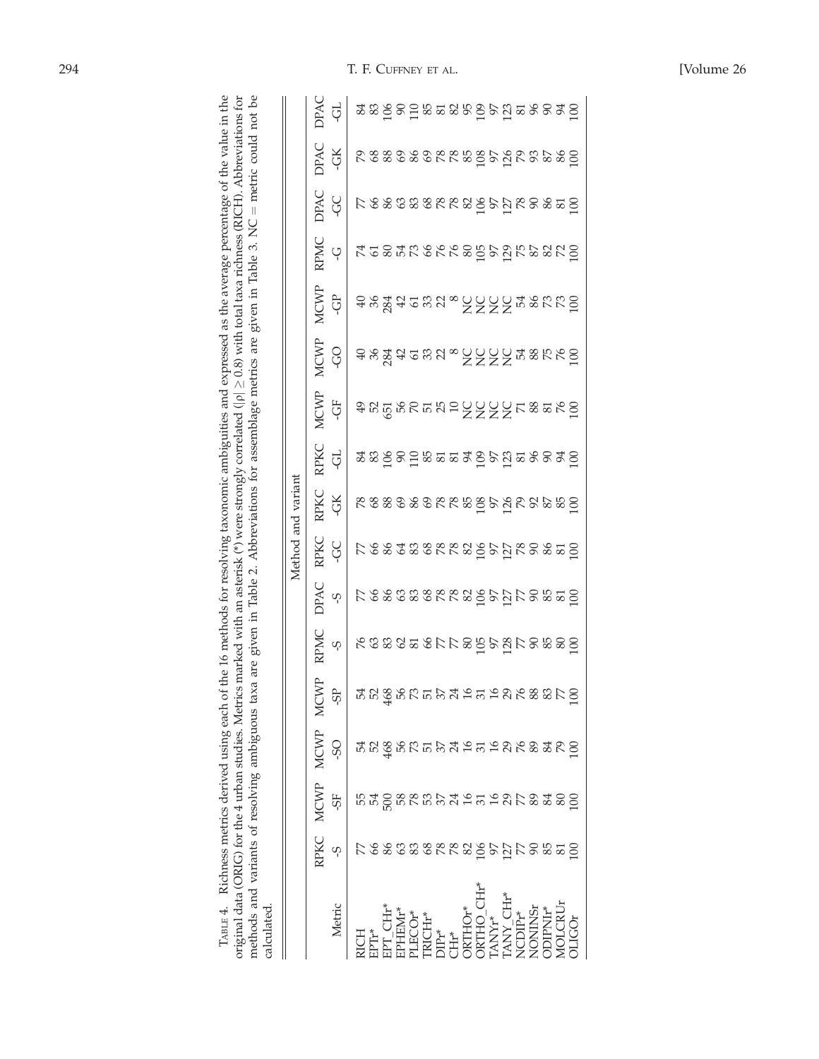TABLE 4. Richness metrics derived using each of the 16 methods for resolving taxonomic ambiguities and expressed as the average percentage of the value in the original data (ORIG) for the 4 urban studies. Metrics marked with an asterisk (*) were strongly correlated (|ρ| ≥ 0.8) with total taxa richness (RICH). Abbreviations for methods and variants of resolving ambiguous taxa are given in Table 2. Abbreviations for assemblage metrics are given in Table 3. NC = metric could not be calculated.

| Metric | Method and variant | | | | | | | | | | | | | | | |
|---|---|---|---|---|---|---|---|---|---|---|---|---|---|---|---|---|
| | RPKC -S | MCWP -SF | MCWP -SO | MCWP -SP | RPMC -S | DPAC -S | RPKC -GC | RPKC -GK | RPKC -GL | MCWP -GF | MCWP -GO | MCWP -GP | RPMC -G | DPAC -GC | DPAC -GK | DPAC -GL |
| RICH | 77 | 55 | 54 | 54 | 76 | 77 | 77 | 78 | 84 | 49 | 40 | 40 | 74 | 77 | 79 | 84 |
| EPTr* | 66 | 54 | 52 | 52 | 63 | 66 | 66 | 68 | 83 | 52 | 36 | 36 | 61 | 66 | 68 | 83 |
| EPT_CHr* | 86 | 500 | 468 | 468 | 83 | 86 | 86 | 88 | 106 | 651 | 284 | 284 | 80 | 86 | 88 | 106 |
| EPHEMr* | 63 | 58 | 56 | 56 | 62 | 63 | 64 | 69 | 90 | 56 | 42 | 42 | 54 | 63 | 69 | 90 |
| PLECOr* | 83 | 78 | 73 | 73 | 81 | 83 | 83 | 86 | 110 | 70 | 61 | 61 | 73 | 83 | 86 | 110 |
| TRICHr* | 68 | 53 | 51 | 51 | 66 | 68 | 68 | 69 | 85 | 51 | 33 | 33 | 66 | 68 | 69 | 85 |
| DIPr* | 78 | 37 | 37 | 37 | 77 | 78 | 78 | 78 | 81 | 25 | 22 | 22 | 76 | 78 | 78 | 81 |
| CHr* | 78 | 24 | 24 | 24 | 77 | 78 | 78 | 78 | 81 | 10 | 8 | 8 | 76 | 78 | 78 | 82 |
| ORTHOr* | 82 | 16 | 16 | 16 | 80 | 82 | 82 | 85 | 94 | NC | NC | NC | 80 | 82 | 85 | 95 |
| ORTHO_CHr* | 106 | 31 | 31 | 31 | 105 | 106 | 106 | 108 | 109 | NC | NC | NC | 105 | 106 | 108 | 109 |
| TANYr* | 97 | 16 | 16 | 16 | 97 | 97 | 97 | 97 | 97 | NC | NC | NC | 97 | 97 | 97 | 97 |
| TANY_CHr* | 127 | 29 | 29 | 29 | 128 | 127 | 127 | 126 | 123 | NC | NC | NC | 129 | 127 | 126 | 123 |
| NCDIPr* | 77 | 77 | 76 | 76 | 77 | 77 | 78 | 79 | 81 | 71 | 54 | 54 | 75 | 78 | 79 | 81 |
| NONINSr | 90 | 89 | 89 | 88 | 90 | 90 | 90 | 92 | 96 | 88 | 88 | 86 | 87 | 90 | 93 | 96 |
| ODIPNIr* | 85 | 84 | 84 | 83 | 85 | 85 | 86 | 87 | 90 | 81 | 75 | 73 | 82 | 86 | 87 | 90 |
| MOLCRUr | 81 | 80 | 79 | 77 | 80 | 81 | 81 | 85 | 94 | 76 | 76 | 73 | 72 | 81 | 86 | 94 |
| OLIGOr | 100 | 100 | 100 | 100 | 100 | 100 | 100 | 100 | 100 | 100 | 100 | 100 | 100 | 100 | 100 | 100 |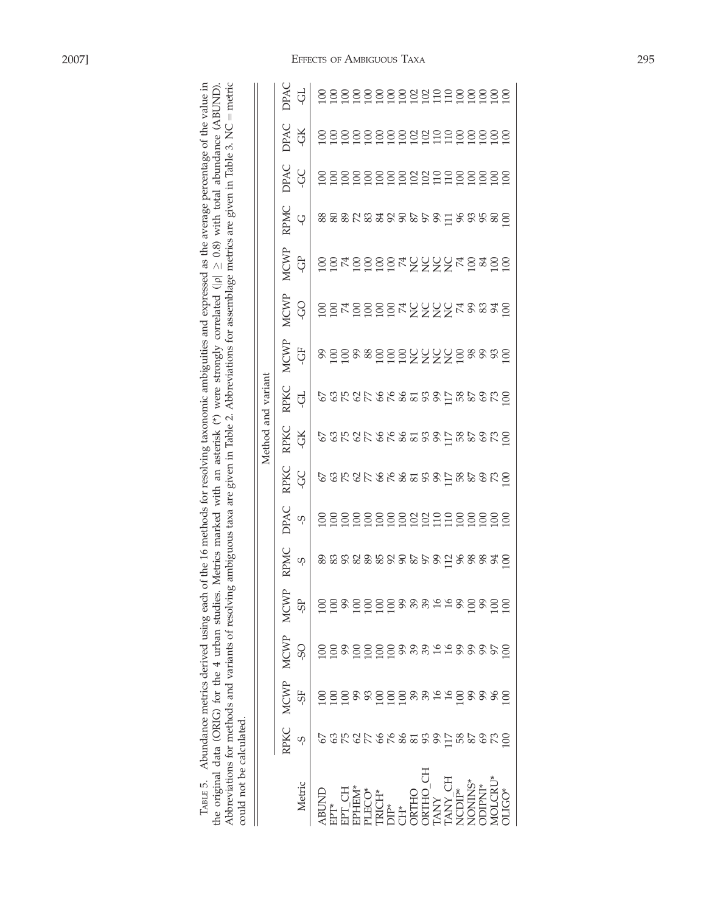TABLE 5. Abundance metrics derived using each of the 16 methods for resolving taxonomic ambiguities and expressed as the average percentage of the value in the original data (ORIG) for the 4 urban studies. Metrics marked with an asterisk (*) were strongly correlated (|ρ| ≥ 0.8) with total abundance (ABUND). Abbreviations for methods and variants of resolving ambiguous taxa are given in Table 2. Abbreviations for assemblage metrics are given in Table 3. NC = metric could not be calculated.

| | Method and variant | | | | | | | | | | | | | | | |
|---|---|---|---|---|---|---|---|---|---|---|---|---|---|---|---|---|
| Metric | RPKC -S | MCWP -SF | MCWP -SO | MCWP -SP | RPMC -S | DPAC -S | RPKC -GC | RPKC -GK | RPKC -GL | MCWP -GF | MCWP -GO | MCWP -GP | RPMC -G | DPAC -GC | DPAC -GK | DPAC -GL |
| ABUND | 67 | 100 | 100 | 100 | 89 | 100 | 67 | 67 | 67 | 99 | 100 | 100 | 88 | 100 | 100 | 100 |
| EPT* | 63 | 100 | 100 | 100 | 83 | 100 | 63 | 63 | 63 | 100 | 100 | 100 | 80 | 100 | 100 | 100 |
| EPT_CH | 75 | 100 | 99 | 99 | 93 | 100 | 75 | 75 | 75 | 100 | 74 | 74 | 89 | 100 | 100 | 100 |
| EPHEM* | 62 | 99 | 100 | 100 | 82 | 100 | 62 | 62 | 62 | 99 | 100 | 100 | 72 | 100 | 100 | 100 |
| PLECO* | 77 | 93 | 100 | 100 | 89 | 100 | 77 | 77 | 77 | 88 | 100 | 100 | 83 | 100 | 100 | 100 |
| TRICH* | 66 | 100 | 100 | 100 | 85 | 100 | 66 | 66 | 66 | 100 | 100 | 100 | 84 | 100 | 100 | 100 |
| DIP* | 76 | 100 | 100 | 100 | 92 | 100 | 76 | 76 | 76 | 100 | 100 | 100 | 92 | 100 | 100 | 100 |
| CH* | 86 | 100 | 99 | 99 | 90 | 100 | 86 | 86 | 86 | 100 | 74 | 74 | 90 | 100 | 100 | 100 |
| ORTHO | 81 | 39 | 39 | 39 | 87 | 102 | 81 | 81 | 81 | NC | NC | NC | 87 | 102 | 102 | 102 |
| ORTHO_CH | 93 | 39 | 39 | 39 | 97 | 102 | 93 | 93 | 93 | NC | NC | NC | 97 | 102 | 102 | 102 |
| TANY | 99 | 16 | 16 | 16 | 99 | 110 | 99 | 99 | 99 | NC | NC | NC | 99 | 110 | 110 | 110 |
| TANY_CH | 117 | 16 | 16 | 16 | 112 | 110 | 117 | 117 | 117 | NC | NC | NC | 111 | 110 | 110 | 110 |
| NCDIP* | 58 | 100 | 99 | 99 | 96 | 100 | 58 | 58 | 58 | 100 | 74 | 74 | 96 | 100 | 100 | 100 |
| NONINS* | 87 | 99 | 99 | 100 | 98 | 100 | 87 | 87 | 87 | 98 | 99 | 100 | 93 | 100 | 100 | 100 |
| ODIPNI* | 69 | 99 | 99 | 99 | 98 | 100 | 69 | 69 | 69 | 99 | 83 | 84 | 95 | 100 | 100 | 100 |
| MOLCRU* | 73 | 96 | 97 | 100 | 94 | 100 | 73 | 73 | 73 | 93 | 94 | 100 | 80 | 100 | 100 | 100 |
| OLIGO* | 100 | 100 | 100 | 100 | 100 | 100 | 100 | 100 | 100 | 100 | 100 | 100 | 100 | 100 | 100 | 100 |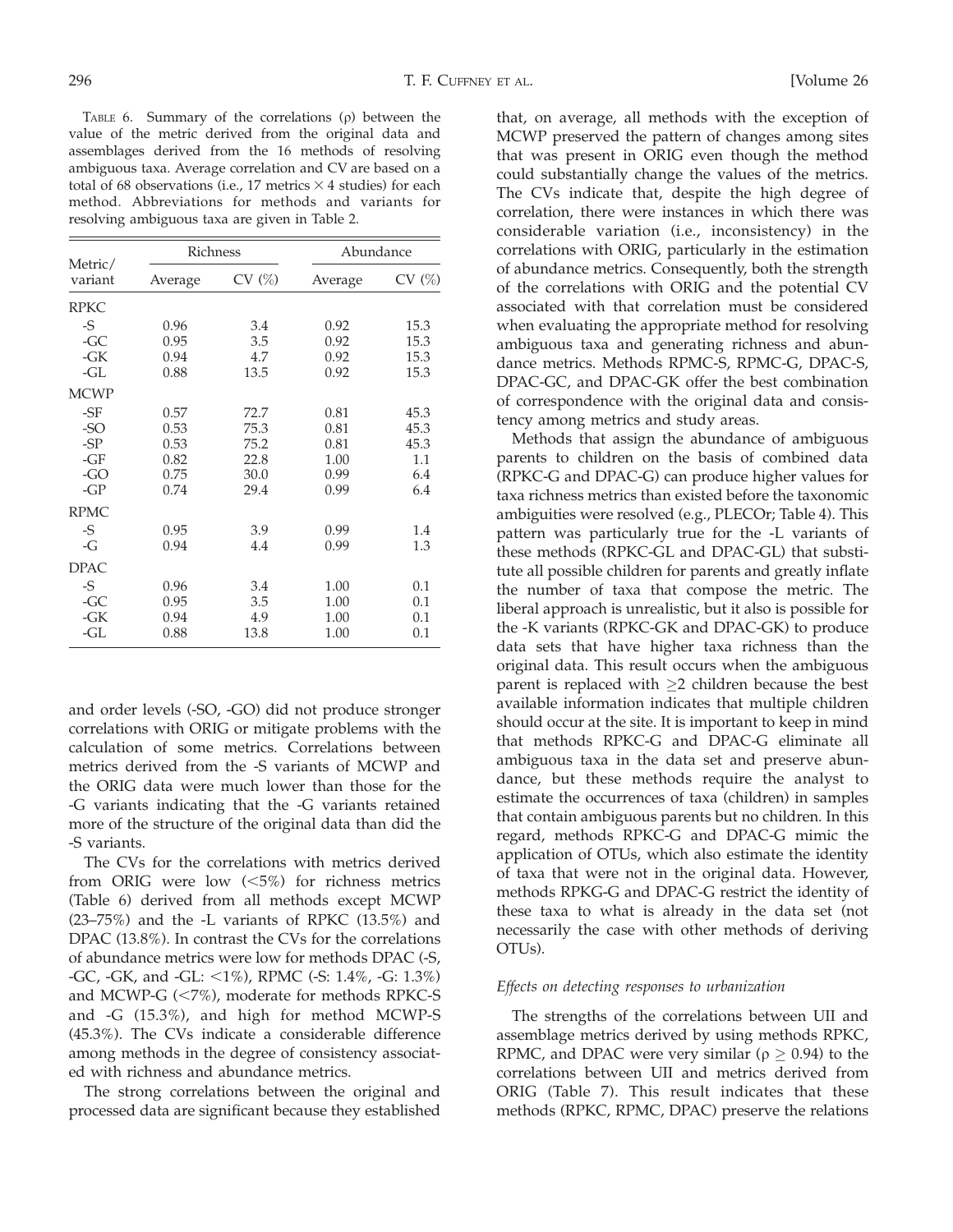TABLE 6. Summary of the correlations (ρ) between the value of the metric derived from the original data and assemblages derived from the 16 methods of resolving ambiguous taxa. Average correlation and CV are based on a total of 68 observations (i.e., 17 metrics × 4 studies) for each method. Abbreviations for methods and variants for resolving ambiguous taxa are given in Table 2.

| Metric/ variant | Richness | | Abundance | |
|---|---|---|---|---|
| | Average | CV (%) | Average | CV (%) |
| RPKC | | | | |
| -S | 0.96 | 3.4 | 0.92 | 15.3 |
| -GC | 0.95 | 3.5 | 0.92 | 15.3 |
| -GK | 0.94 | 4.7 | 0.92 | 15.3 |
| -GL | 0.88 | 13.5 | 0.92 | 15.3 |
| MCWP | | | | |
| -SF | 0.57 | 72.7 | 0.81 | 45.3 |
| -SO | 0.53 | 75.3 | 0.81 | 45.3 |
| -SP | 0.53 | 75.2 | 0.81 | 45.3 |
| -GF | 0.82 | 22.8 | 1.00 | 1.1 |
| -GO | 0.75 | 30.0 | 0.99 | 6.4 |
| -GP | 0.74 | 29.4 | 0.99 | 6.4 |
| RPMC | | | | |
| -S | 0.95 | 3.9 | 0.99 | 1.4 |
| -G | 0.94 | 4.4 | 0.99 | 1.3 |
| DPAC | | | | |
| -S | 0.96 | 3.4 | 1.00 | 0.1 |
| -GC | 0.95 | 3.5 | 1.00 | 0.1 |
| -GK | 0.94 | 4.9 | 1.00 | 0.1 |
| -GL | 0.88 | 13.8 | 1.00 | 0.1 |

and order levels (-SO, -GO) did not produce stronger correlations with ORIG or mitigate problems with the calculation of some metrics. Correlations between metrics derived from the -S variants of MCWP and the ORIG data were much lower than those for the -G variants indicating that the -G variants retained more of the structure of the original data than did the -S variants.

The CVs for the correlations with metrics derived from ORIG were low (<5%) for richness metrics (Table 6) derived from all methods except MCWP (23–75%) and the -L variants of RPKC (13.5%) and DPAC (13.8%). In contrast the CVs for the correlations of abundance metrics were low for methods DPAC (-S, -GC, -GK, and -GL: <1%), RPMC (-S: 1.4%, -G: 1.3%) and MCWP-G (<7%), moderate for methods RPKC-S and -G (15.3%), and high for method MCWP-S (45.3%). The CVs indicate a considerable difference among methods in the degree of consistency associated with richness and abundance metrics.

The strong correlations between the original and processed data are significant because they established that, on average, all methods with the exception of MCWP preserved the pattern of changes among sites that was present in ORIG even though the method could substantially change the values of the metrics. The CVs indicate that, despite the high degree of correlation, there were instances in which there was considerable variation (i.e., inconsistency) in the correlations with ORIG, particularly in the estimation of abundance metrics. Consequently, both the strength of the correlations with ORIG and the potential CV associated with that correlation must be considered when evaluating the appropriate method for resolving ambiguous taxa and generating richness and abundance metrics. Methods RPMC-S, RPMC-G, DPAC-S, DPAC-GC, and DPAC-GK offer the best combination of correspondence with the original data and consistency among metrics and study areas.

Methods that assign the abundance of ambiguous parents to children on the basis of combined data (RPKC-G and DPAC-G) can produce higher values for taxa richness metrics than existed before the taxonomic ambiguities were resolved (e.g., PLECOr; Table 4). This pattern was particularly true for the -L variants of these methods (RPKC-GL and DPAC-GL) that substitute all possible children for parents and greatly inflate the number of taxa that compose the metric. The liberal approach is unrealistic, but it also is possible for the -K variants (RPKC-GK and DPAC-GK) to produce data sets that have higher taxa richness than the original data. This result occurs when the ambiguous parent is replaced with ≥2 children because the best available information indicates that multiple children should occur at the site. It is important to keep in mind that methods RPKC-G and DPAC-G eliminate all ambiguous taxa in the data set and preserve abundance, but these methods require the analyst to estimate the occurrences of taxa (children) in samples that contain ambiguous parents but no children. In this regard, methods RPKC-G and DPAC-G mimic the application of OTUs, which also estimate the identity of taxa that were not in the original data. However, methods RPKG-G and DPAC-G restrict the identity of these taxa to what is already in the data set (not necessarily the case with other methods of deriving OTUs).

### *Effects on detecting responses to urbanization*

The strengths of the correlations between UII and assemblage metrics derived by using methods RPKC, RPMC, and DPAC were very similar (ρ ≥ 0.94) to the correlations between UII and metrics derived from ORIG (Table 7). This result indicates that these methods (RPKC, RPMC, DPAC) preserve the relations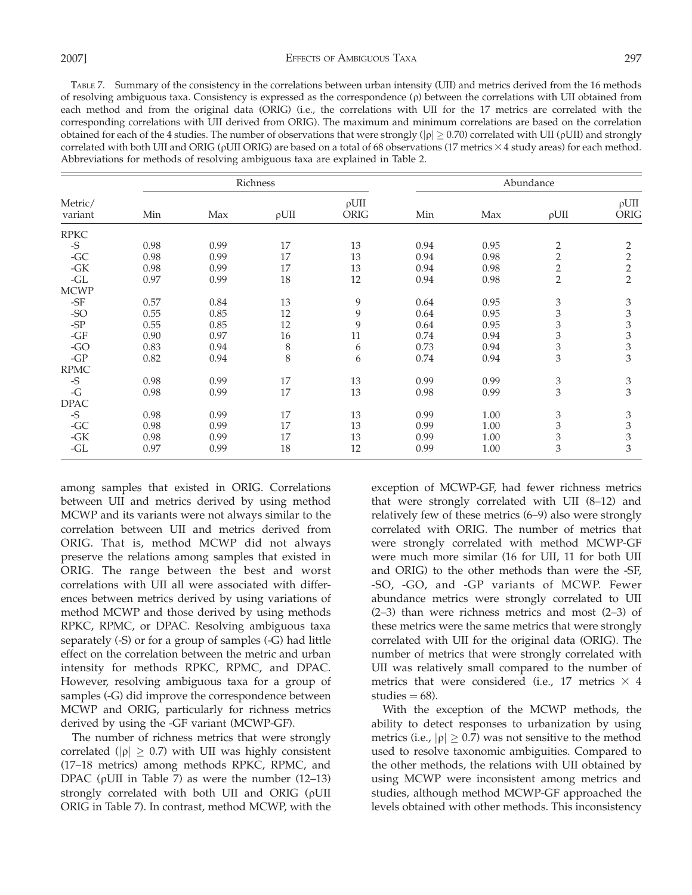TABLE 7. Summary of the consistency in the correlations between urban intensity (UII) and metrics derived from the 16 methods of resolving ambiguous taxa. Consistency is expressed as the correspondence (ρ) between the correlations with UII obtained from each method and from the original data (ORIG) (i.e., the correlations with UII for the 17 metrics are correlated with the corresponding correlations with UII derived from ORIG). The maximum and minimum correlations are based on the correlation obtained for each of the 4 studies. The number of observations that were strongly ($|\rho| \geq 0.70$) correlated with UII (ρUII) and strongly correlated with both UII and ORIG (ρUII ORIG) are based on a total of 68 observations (17 metrics × 4 study areas) for each method. Abbreviations for methods of resolving ambiguous taxa are explained in Table 2.

| Metric/variant | Richness | | | | Abundance | | | |
|---|---|---|---|---|---|---|---|---|
| | Min | Max | ρUII | ρUII ORIG | Min | Max | ρUII | ρUII ORIG |
| RPKC | | | | | | | | |
| -S | 0.98 | 0.99 | 17 | 13 | 0.94 | 0.95 | 2 | 2 |
| -GC | 0.98 | 0.99 | 17 | 13 | 0.94 | 0.98 | 2 | 2 |
| -GK | 0.98 | 0.99 | 17 | 13 | 0.94 | 0.98 | 2 | 2 |
| -GL | 0.97 | 0.99 | 18 | 12 | 0.94 | 0.98 | 2 | 2 |
| MCWP | | | | | | | | |
| -SF | 0.57 | 0.84 | 13 | 9 | 0.64 | 0.95 | 3 | 3 |
| -SO | 0.55 | 0.85 | 12 | 9 | 0.64 | 0.95 | 3 | 3 |
| -SP | 0.55 | 0.85 | 12 | 9 | 0.64 | 0.95 | 3 | 3 |
| -GF | 0.90 | 0.97 | 16 | 11 | 0.74 | 0.94 | 3 | 3 |
| -GO | 0.83 | 0.94 | 8 | 6 | 0.73 | 0.94 | 3 | 3 |
| -GP | 0.82 | 0.94 | 8 | 6 | 0.74 | 0.94 | 3 | 3 |
| RPMC | | | | | | | | |
| -S | 0.98 | 0.99 | 17 | 13 | 0.99 | 0.99 | 3 | 3 |
| -G | 0.98 | 0.99 | 17 | 13 | 0.98 | 0.99 | 3 | 3 |
| DPAC | | | | | | | | |
| -S | 0.98 | 0.99 | 17 | 13 | 0.99 | 1.00 | 3 | 3 |
| -GC | 0.98 | 0.99 | 17 | 13 | 0.99 | 1.00 | 3 | 3 |
| -GK | 0.98 | 0.99 | 17 | 13 | 0.99 | 1.00 | 3 | 3 |
| -GL | 0.97 | 0.99 | 18 | 12 | 0.99 | 1.00 | 3 | 3 |

among samples that existed in ORIG. Correlations between UII and metrics derived by using method MCWP and its variants were not always similar to the correlation between UII and metrics derived from ORIG. That is, method MCWP did not always preserve the relations among samples that existed in ORIG. The range between the best and worst correlations with UII all were associated with differences between metrics derived by using variations of method MCWP and those derived by using methods RPKC, RPMC, or DPAC. Resolving ambiguous taxa separately (-S) or for a group of samples (-G) had little effect on the correlation between the metric and urban intensity for methods RPKC, RPMC, and DPAC. However, resolving ambiguous taxa for a group of samples (-G) did improve the correspondence between MCWP and ORIG, particularly for richness metrics derived by using the -GF variant (MCWP-GF).

The number of richness metrics that were strongly correlated ($|\rho| \geq 0.7$) with UII was highly consistent (17–18 metrics) among methods RPKC, RPMC, and DPAC (ρUII in Table 7) as were the number (12–13) strongly correlated with both UII and ORIG (ρUII ORIG in Table 7). In contrast, method MCWP, with the exception of MCWP-GF, had fewer richness metrics that were strongly correlated with UII (8–12) and relatively few of these metrics (6–9) also were strongly correlated with ORIG. The number of metrics that were strongly correlated with method MCWP-GF were much more similar (16 for UII, 11 for both UII and ORIG) to the other methods than were the -SF, -SO, -GO, and -GP variants of MCWP. Fewer abundance metrics were strongly correlated to UII (2–3) than were richness metrics and most (2–3) of these metrics were the same metrics that were strongly correlated with UII for the original data (ORIG). The number of metrics that were strongly correlated with UII was relatively small compared to the number of metrics that were considered (i.e., 17 metrics × 4 studies = 68).

With the exception of the MCWP methods, the ability to detect responses to urbanization by using metrics (i.e., $|\rho| \geq 0.7$) was not sensitive to the method used to resolve taxonomic ambiguities. Compared to the other methods, the relations with UII obtained by using MCWP were inconsistent among metrics and studies, although method MCWP-GF approached the levels obtained with other methods. This inconsistency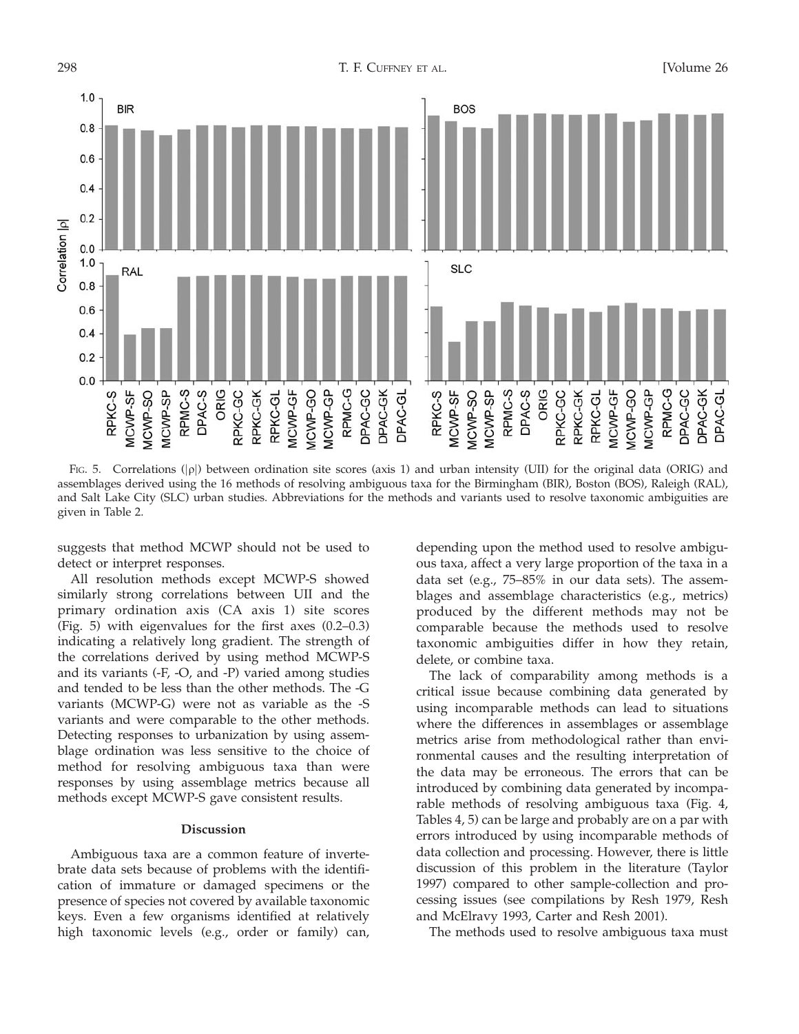FIG. 5. Correlations (|ρ|) between ordination site scores (axis 1) and urban intensity (UII) for the original data (ORIG) and assemblages derived using the 16 methods of resolving ambiguous taxa for the Birmingham (BIR), Boston (BOS), Raleigh (RAL), and Salt Lake City (SLC) urban studies. Abbreviations for the methods and variants used to resolve taxonomic ambiguities are given in Table 2.

suggests that method MCWP should not be used to detect or interpret responses.

All resolution methods except MCWP-S showed similarly strong correlations between UII and the primary ordination axis (CA axis 1) site scores (Fig. 5) with eigenvalues for the first axes (0.2–0.3) indicating a relatively long gradient. The strength of the correlations derived by using method MCWP-S and its variants (-F, -O, and -P) varied among studies and tended to be less than the other methods. The -G variants (MCWP-G) were not as variable as the -S variants and were comparable to the other methods. Detecting responses to urbanization by using assemblage ordination was less sensitive to the choice of method for resolving ambiguous taxa than were responses by using assemblage metrics because all methods except MCWP-S gave consistent results.

## Discussion

Ambiguous taxa are a common feature of invertebrate data sets because of problems with the identification of immature or damaged specimens or the presence of species not covered by available taxonomic keys. Even a few organisms identified at relatively high taxonomic levels (e.g., order or family) can, depending upon the method used to resolve ambiguous taxa, affect a very large proportion of the taxa in a data set (e.g., 75–85% in our data sets). The assemblages and assemblage characteristics (e.g., metrics) produced by the different methods may not be comparable because the methods used to resolve taxonomic ambiguities differ in how they retain, delete, or combine taxa.

The lack of comparability among methods is a critical issue because combining data generated by using incomparable methods can lead to situations where the differences in assemblages or assemblage metrics arise from methodological rather than environmental causes and the resulting interpretation of the data may be erroneous. The errors that can be introduced by combining data generated by incomparable methods of resolving ambiguous taxa (Fig. 4, Tables 4, 5) can be large and probably are on a par with errors introduced by using incomparable methods of data collection and processing. However, there is little discussion of this problem in the literature (Taylor 1997) compared to other sample-collection and processing issues (see compilations by Resh 1979, Resh and McElravy 1993, Carter and Resh 2001).

The methods used to resolve ambiguous taxa must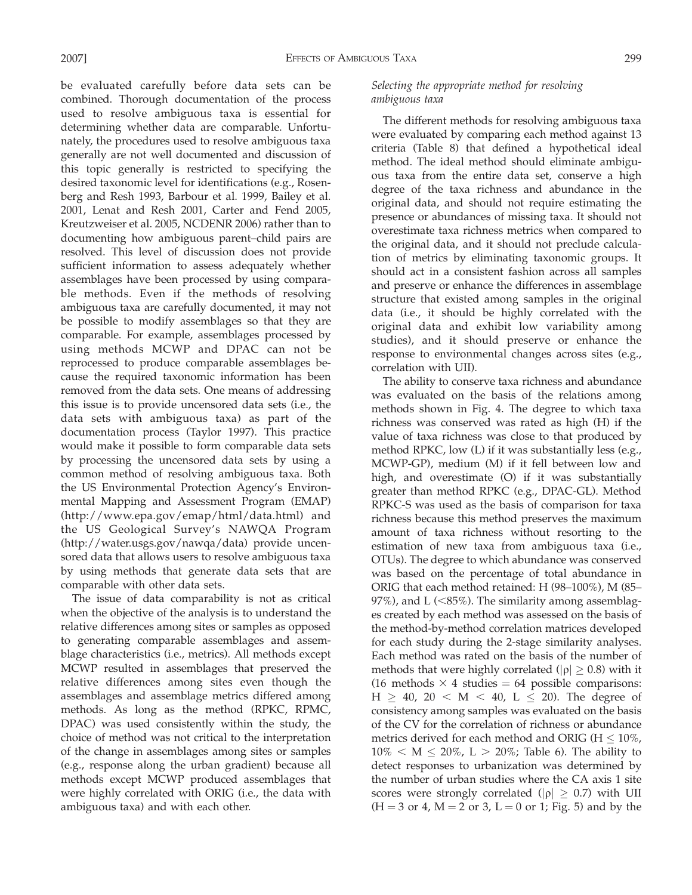be evaluated carefully before data sets can be combined. Thorough documentation of the process used to resolve ambiguous taxa is essential for determining whether data are comparable. Unfortunately, the procedures used to resolve ambiguous taxa generally are not well documented and discussion of this topic generally is restricted to specifying the desired taxonomic level for identifications (e.g., Rosenberg and Resh 1993, Barbour et al. 1999, Bailey et al. 2001, Lenat and Resh 2001, Carter and Fend 2005, Kreutzweiser et al. 2005, NCDENR 2006) rather than to documenting how ambiguous parent–child pairs are resolved. This level of discussion does not provide sufficient information to assess adequately whether assemblages have been processed by using comparable methods. Even if the methods of resolving ambiguous taxa are carefully documented, it may not be possible to modify assemblages so that they are comparable. For example, assemblages processed by using methods MCWP and DPAC can not be reprocessed to produce comparable assemblages because the required taxonomic information has been removed from the data sets. One means of addressing this issue is to provide uncensored data sets (i.e., the data sets with ambiguous taxa) as part of the documentation process (Taylor 1997). This practice would make it possible to form comparable data sets by processing the uncensored data sets by using a common method of resolving ambiguous taxa. Both the US Environmental Protection Agency's Environmental Mapping and Assessment Program (EMAP) (http://www.epa.gov/emap/html/data.html) and the US Geological Survey's NAWQA Program (http://water.usgs.gov/nawqa/data) provide uncensored data that allows users to resolve ambiguous taxa by using methods that generate data sets that are comparable with other data sets.

The issue of data comparability is not as critical when the objective of the analysis is to understand the relative differences among sites or samples as opposed to generating comparable assemblages and assemblage characteristics (i.e., metrics). All methods except MCWP resulted in assemblages that preserved the relative differences among sites even though the assemblages and assemblage metrics differed among methods. As long as the method (RPKC, RPMC, DPAC) was used consistently within the study, the choice of method was not critical to the interpretation of the change in assemblages among sites or samples (e.g., response along the urban gradient) because all methods except MCWP produced assemblages that were highly correlated with ORIG (i.e., the data with ambiguous taxa) and with each other.

### *Selecting the appropriate method for resolving ambiguous taxa*

The different methods for resolving ambiguous taxa were evaluated by comparing each method against 13 criteria (Table 8) that defined a hypothetical ideal method. The ideal method should eliminate ambiguous taxa from the entire data set, conserve a high degree of the taxa richness and abundance in the original data, and should not require estimating the presence or abundances of missing taxa. It should not overestimate taxa richness metrics when compared to the original data, and it should not preclude calculation of metrics by eliminating taxonomic groups. It should act in a consistent fashion across all samples and preserve or enhance the differences in assemblage structure that existed among samples in the original data (i.e., it should be highly correlated with the original data and exhibit low variability among studies), and it should preserve or enhance the response to environmental changes across sites (e.g., correlation with UII).

The ability to conserve taxa richness and abundance was evaluated on the basis of the relations among methods shown in Fig. 4. The degree to which taxa richness was conserved was rated as high (H) if the value of taxa richness was close to that produced by method RPKC, low (L) if it was substantially less (e.g., MCWP-GP), medium (M) if it fell between low and high, and overestimate (O) if it was substantially greater than method RPKC (e.g., DPAC-GL). Method RPKC-S was used as the basis of comparison for taxa richness because this method preserves the maximum amount of taxa richness without resorting to the estimation of new taxa from ambiguous taxa (i.e., OTUs). The degree to which abundance was conserved was based on the percentage of total abundance in ORIG that each method retained: H (98–100%), M (85–97%), and L (<85%). The similarity among assemblages created by each method was assessed on the basis of the method-by-method correlation matrices developed for each study during the 2-stage similarity analyses. Each method was rated on the basis of the number of methods that were highly correlated ($|\rho| \geq 0.8$) with it (16 methods $\times$ 4 studies = 64 possible comparisons: $H \geq 40$, $20 < M < 40$, $L \leq 20$). The degree of consistency among samples was evaluated on the basis of the CV for the correlation of richness or abundance metrics derived for each method and ORIG ($H \leq 10\%$, $10\% < M \leq 20\%$, $L > 20\%$; Table 6). The ability to detect responses to urbanization was determined by the number of urban studies where the CA axis 1 site scores were strongly correlated ($|\rho| \geq 0.7$) with UII (H = 3 or 4, M = 2 or 3, L = 0 or 1; Fig. 5) and by the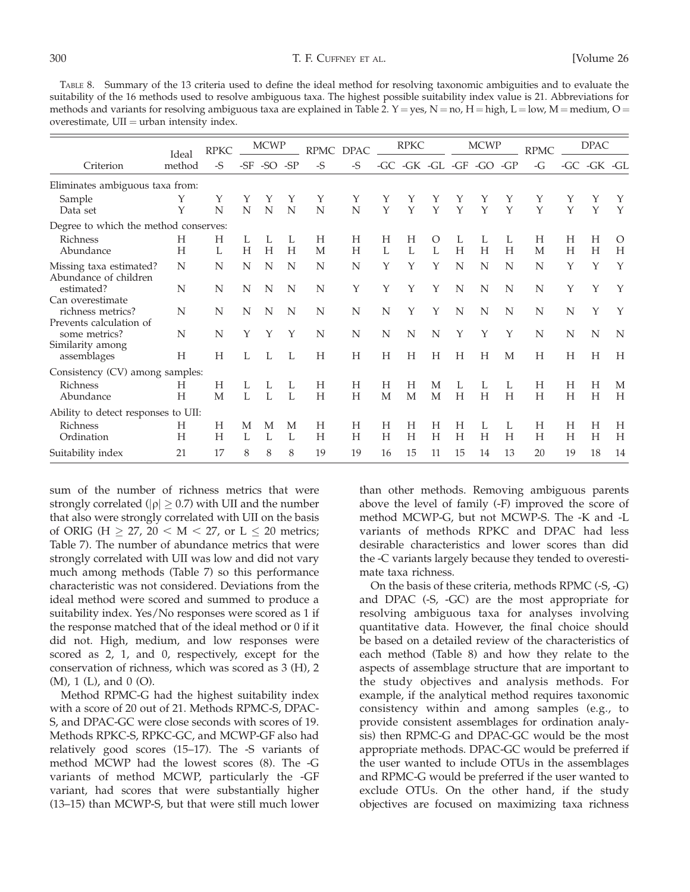TABLE 8. Summary of the 13 criteria used to define the ideal method for resolving taxonomic ambiguities and to evaluate the suitability of the 16 methods used to resolve ambiguous taxa. The highest possible suitability index value is 21. Abbreviations for methods and variants for resolving ambiguous taxa are explained in Table 2. Y = yes, N = no, H = high, L = low, M = medium, O = overestimate, UII = urban intensity index.

| Criterion | Ideal method | RPKC | MCWP | | | RPMC | DPAC | RPKC | | | MCWP | | | RPMC | DPAC | | |
|---|---|---|---|---|---|---|---|---|---|---|---|---|---|---|---|---|---|
| | | -S | -SF | -SO | -SP | -S | -S | -GC | -GK | -GL | -GF | -GO | -GP | -G | -GC | -GK | -GL |
| Eliminates ambiguous taxa from: | | | | | | | | | | | | | | | | | |
| Sample | Y | Y | Y | Y | Y | Y | Y | Y | Y | Y | Y | Y | Y | Y | Y | Y | Y |
| Data set | Y | N | N | N | N | N | N | Y | Y | Y | Y | Y | Y | Y | Y | Y | Y |
| Degree to which the method conserves: | | | | | | | | | | | | | | | | | |
| Richness | H | H | L | L | L | H | H | H | H | O | L | L | L | H | H | H | O |
| Abundance | H | L | H | H | H | M | H | L | L | L | H | H | H | M | H | H | H |
| Missing taxa estimated? | N | N | N | N | N | N | N | Y | Y | Y | N | N | N | N | Y | Y | Y |
| Abundance of children estimated? | N | N | N | N | N | N | Y | Y | Y | Y | N | N | N | N | Y | Y | Y |
| Can overestimate richness metrics? | N | N | N | N | N | N | N | N | Y | Y | N | N | N | N | N | Y | Y |
| Prevents calculation of some metrics? | N | N | Y | Y | Y | N | N | N | N | N | Y | Y | Y | N | N | N | N |
| Similarity among assemblages | H | H | L | L | L | H | H | H | H | H | H | H | M | H | H | H | H |
| Consistency (CV) among samples: | | | | | | | | | | | | | | | | | |
| Richness | H | H | L | L | L | H | H | H | H | M | L | L | L | H | H | H | M |
| Abundance | H | M | L | L | L | H | H | M | M | M | H | H | H | H | H | H | H |
| Ability to detect responses to UII: | | | | | | | | | | | | | | | | | |
| Richness | H | H | M | M | M | H | H | H | H | H | H | L | L | H | H | H | H |
| Ordination | H | H | L | L | L | H | H | H | H | H | H | H | H | H | H | H | H |
| Suitability index | 21 | 17 | 8 | 8 | 8 | 19 | 19 | 16 | 15 | 11 | 15 | 14 | 13 | 20 | 19 | 18 | 14 |

sum of the number of richness metrics that were strongly correlated ($|\rho| \geq 0.7$) with UII and the number that also were strongly correlated with UII on the basis of ORIG (H $\geq$ 27, 20 $<$ M $<$ 27, or L $\leq$ 20 metrics; Table 7). The number of abundance metrics that were strongly correlated with UII was low and did not vary much among methods (Table 7) so this performance characteristic was not considered. Deviations from the ideal method were scored and summed to produce a suitability index. Yes/No responses were scored as 1 if the response matched that of the ideal method or 0 if it did not. High, medium, and low responses were scored as 2, 1, and 0, respectively, except for the conservation of richness, which was scored as 3 (H), 2 (M), 1 (L), and 0 (O).

Method RPMC-G had the highest suitability index with a score of 20 out of 21. Methods RPMC-S, DPAC-S, and DPAC-GC were close seconds with scores of 19. Methods RPKC-S, RPKC-GC, and MCWP-GF also had relatively good scores (15–17). The -S variants of method MCWP had the lowest scores (8). The -G variants of method MCWP, particularly the -GF variant, had scores that were substantially higher (13–15) than MCWP-S, but that were still much lower than other methods. Removing ambiguous parents above the level of family (-F) improved the score of method MCWP-G, but not MCWP-S. The -K and -L variants of methods RPKC and DPAC had less desirable characteristics and lower scores than did the -C variants largely because they tended to overestimate taxa richness.

On the basis of these criteria, methods RPMC (-S, -G) and DPAC (-S, -GC) are the most appropriate for resolving ambiguous taxa for analyses involving quantitative data. However, the final choice should be based on a detailed review of the characteristics of each method (Table 8) and how they relate to the aspects of assemblage structure that are important to the study objectives and analysis methods. For example, if the analytical method requires taxonomic consistency within and among samples (e.g., to provide consistent assemblages for ordination analysis) then RPMC-G and DPAC-GC would be the most appropriate methods. DPAC-GC would be preferred if the user wanted to include OTUs in the assemblages and RPMC-G would be preferred if the user wanted to exclude OTUs. On the other hand, if the study objectives are focused on maximizing taxa richness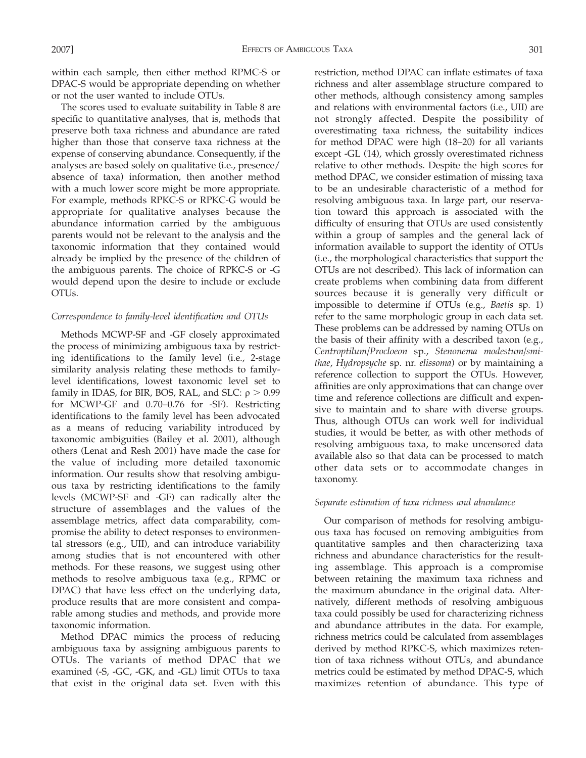within each sample, then either method RPMC-S or DPAC-S would be appropriate depending on whether or not the user wanted to include OTUs.

The scores used to evaluate suitability in Table 8 are specific to quantitative analyses, that is, methods that preserve both taxa richness and abundance are rated higher than those that conserve taxa richness at the expense of conserving abundance. Consequently, if the analyses are based solely on qualitative (i.e., presence/absence of taxa) information, then another method with a much lower score might be more appropriate. For example, methods RPKC-S or RPKC-G would be appropriate for qualitative analyses because the abundance information carried by the ambiguous parents would not be relevant to the analysis and the taxonomic information that they contained would already be implied by the presence of the children of the ambiguous parents. The choice of RPKC-S or -G would depend upon the desire to include or exclude OTUs.

### *Correspondence to family-level identification and OTUs*

Methods MCWP-SF and -GF closely approximated the process of minimizing ambiguous taxa by restricting identifications to the family level (i.e., 2-stage similarity analysis relating these methods to family-level identifications, lowest taxonomic level set to family in IDAS, for BIR, BOS, RAL, and SLC: $\rho > 0.99$ for MCWP-GF and 0.70–0.76 for -SF). Restricting identifications to the family level has been advocated as a means of reducing variability introduced by taxonomic ambiguities (Bailey et al. 2001), although others (Lenat and Resh 2001) have made the case for the value of including more detailed taxonomic information. Our results show that resolving ambiguous taxa by restricting identifications to the family levels (MCWP-SF and -GF) can radically alter the structure of assemblages and the values of the assemblage metrics, affect data comparability, compromise the ability to detect responses to environmental stressors (e.g., UII), and can introduce variability among studies that is not encountered with other methods. For these reasons, we suggest using other methods to resolve ambiguous taxa (e.g., RPMC or DPAC) that have less effect on the underlying data, produce results that are more consistent and comparable among studies and methods, and provide more taxonomic information.

Method DPAC mimics the process of reducing ambiguous taxa by assigning ambiguous parents to OTUs. The variants of method DPAC that we examined (-S, -GC, -GK, and -GL) limit OTUs to taxa that exist in the original data set. Even with this restriction, method DPAC can inflate estimates of taxa richness and alter assemblage structure compared to other methods, although consistency among samples and relations with environmental factors (i.e., UII) are not strongly affected. Despite the possibility of overestimating taxa richness, the suitability indices for method DPAC were high (18–20) for all variants except -GL (14), which grossly overestimated richness relative to other methods. Despite the high scores for method DPAC, we consider estimation of missing taxa to be an undesirable characteristic of a method for resolving ambiguous taxa. In large part, our reservation toward this approach is associated with the difficulty of ensuring that OTUs are used consistently within a group of samples and the general lack of information available to support the identity of OTUs (i.e., the morphological characteristics that support the OTUs are not described). This lack of information can create problems when combining data from different sources because it is generally very difficult or impossible to determine if OTUs (e.g., *Baetis* sp. 1) refer to the same morphologic group in each data set. These problems can be addressed by naming OTUs on the basis of their affinity with a described taxon (e.g., *Centroptilum/Procloeon* sp., *Stenonema modestum/smithae*, *Hydropsyche* sp. nr. *elissoma*) or by maintaining a reference collection to support the OTUs. However, affinities are only approximations that can change over time and reference collections are difficult and expensive to maintain and to share with diverse groups. Thus, although OTUs can work well for individual studies, it would be better, as with other methods of resolving ambiguous taxa, to make uncensored data available also so that data can be processed to match other data sets or to accommodate changes in taxonomy.

### *Separate estimation of taxa richness and abundance*

Our comparison of methods for resolving ambiguous taxa has focused on removing ambiguities from quantitative samples and then characterizing taxa richness and abundance characteristics for the resulting assemblage. This approach is a compromise between retaining the maximum taxa richness and the maximum abundance in the original data. Alternatively, different methods of resolving ambiguous taxa could possibly be used for characterizing richness and abundance attributes in the data. For example, richness metrics could be calculated from assemblages derived by method RPKC-S, which maximizes retention of taxa richness without OTUs, and abundance metrics could be estimated by method DPAC-S, which maximizes retention of abundance. This type of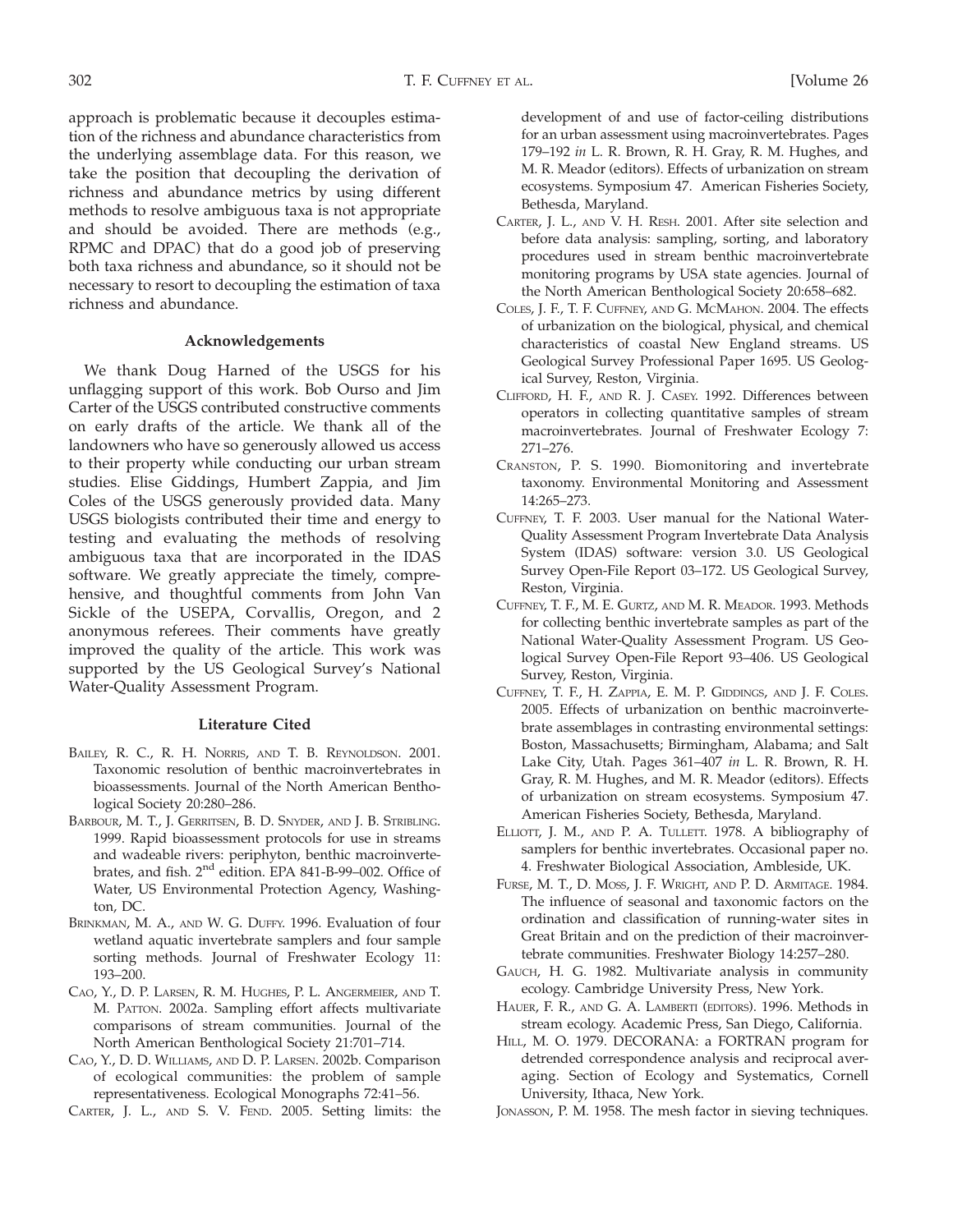approach is problematic because it decouples estimation of the richness and abundance characteristics from the underlying assemblage data. For this reason, we take the position that decoupling the derivation of richness and abundance metrics by using different methods to resolve ambiguous taxa is not appropriate and should be avoided. There are methods (e.g., RPMC and DPAC) that do a good job of preserving both taxa richness and abundance, so it should not be necessary to resort to decoupling the estimation of taxa richness and abundance.

## Acknowledgements

We thank Doug Harned of the USGS for his unflagging support of this work. Bob Ourso and Jim Carter of the USGS contributed constructive comments on early drafts of the article. We thank all of the landowners who have so generously allowed us access to their property while conducting our urban stream studies. Elise Giddings, Humbert Zappia, and Jim Coles of the USGS generously provided data. Many USGS biologists contributed their time and energy to testing and evaluating the methods of resolving ambiguous taxa that are incorporated in the IDAS software. We greatly appreciate the timely, comprehensive, and thoughtful comments from John Van Sickle of the USEPA, Corvallis, Oregon, and 2 anonymous referees. Their comments have greatly improved the quality of the article. This work was supported by the US Geological Survey's National Water-Quality Assessment Program.

## Literature Cited

Bailey, R. C., R. H. Norris, and T. B. Reynoldson. 2001. Taxonomic resolution of benthic macroinvertebrates in bioassessments. Journal of the North American Benthological Society 20:280–286.

Barbour, M. T., J. Gerritsen, B. D. Snyder, and J. B. Stribling. 1999. Rapid bioassessment protocols for use in streams and wadeable rivers: periphyton, benthic macroinvertebrates, and fish. 2nd edition. EPA 841-B-99–002. Office of Water, US Environmental Protection Agency, Washington, DC.

Brinkman, M. A., and W. G. Duffy. 1996. Evaluation of four wetland aquatic invertebrate samplers and four sample sorting methods. Journal of Freshwater Ecology 11: 193–200.

Cao, Y., D. P. Larsen, R. M. Hughes, P. L. Angermeier, and T. M. Patton. 2002a. Sampling effort affects multivariate comparisons of stream communities. Journal of the North American Benthological Society 21:701–714.

Cao, Y., D. D. Williams, and D. P. Larsen. 2002b. Comparison of ecological communities: the problem of sample representativeness. Ecological Monographs 72:41–56.

Carter, J. L., and S. V. Fend. 2005. Setting limits: the development of and use of factor-ceiling distributions for an urban assessment using macroinvertebrates. Pages 179–192 *in* L. R. Brown, R. H. Gray, R. M. Hughes, and M. R. Meador (editors). Effects of urbanization on stream ecosystems. Symposium 47. American Fisheries Society, Bethesda, Maryland.

Carter, J. L., and V. H. Resh. 2001. After site selection and before data analysis: sampling, sorting, and laboratory procedures used in stream benthic macroinvertebrate monitoring programs by USA state agencies. Journal of the North American Benthological Society 20:658–682.

Coles, J. F., T. F. Cuffney, and G. McMahon. 2004. The effects of urbanization on the biological, physical, and chemical characteristics of coastal New England streams. US Geological Survey Professional Paper 1695. US Geological Survey, Reston, Virginia.

Clifford, H. F., and R. J. Casey. 1992. Differences between operators in collecting quantitative samples of stream macroinvertebrates. Journal of Freshwater Ecology 7: 271–276.

Cranston, P. S. 1990. Biomonitoring and invertebrate taxonomy. Environmental Monitoring and Assessment 14:265–273.

Cuffney, T. F. 2003. User manual for the National Water-Quality Assessment Program Invertebrate Data Analysis System (IDAS) software: version 3.0. US Geological Survey Open-File Report 03–172. US Geological Survey, Reston, Virginia.

Cuffney, T. F., M. E. Gurtz, and M. R. Meador. 1993. Methods for collecting benthic invertebrate samples as part of the National Water-Quality Assessment Program. US Geological Survey Open-File Report 93–406. US Geological Survey, Reston, Virginia.

Cuffney, T. F., H. Zappia, E. M. P. Giddings, and J. F. Coles. 2005. Effects of urbanization on benthic macroinvertebrate assemblages in contrasting environmental settings: Boston, Massachusetts; Birmingham, Alabama; and Salt Lake City, Utah. Pages 361–407 *in* L. R. Brown, R. H. Gray, R. M. Hughes, and M. R. Meador (editors). Effects of urbanization on stream ecosystems. Symposium 47. American Fisheries Society, Bethesda, Maryland.

Elliott, J. M., and P. A. Tullett. 1978. A bibliography of samplers for benthic invertebrates. Occasional paper no. 4. Freshwater Biological Association, Ambleside, UK.

Furse, M. T., D. Moss, J. F. Wright, and P. D. Armitage. 1984. The influence of seasonal and taxonomic factors on the ordination and classification of running-water sites in Great Britain and on the prediction of their macroinvertebrate communities. Freshwater Biology 14:257–280.

Gauch, H. G. 1982. Multivariate analysis in community ecology. Cambridge University Press, New York.

Hauer, F. R., and G. A. Lamberti (editors). 1996. Methods in stream ecology. Academic Press, San Diego, California.

Hill, M. O. 1979. DECORANA: a FORTRAN program for detrended correspondence analysis and reciprocal averaging. Section of Ecology and Systematics, Cornell University, Ithaca, New York.

Jonasson, P. M. 1958. The mesh factor in sieving techniques.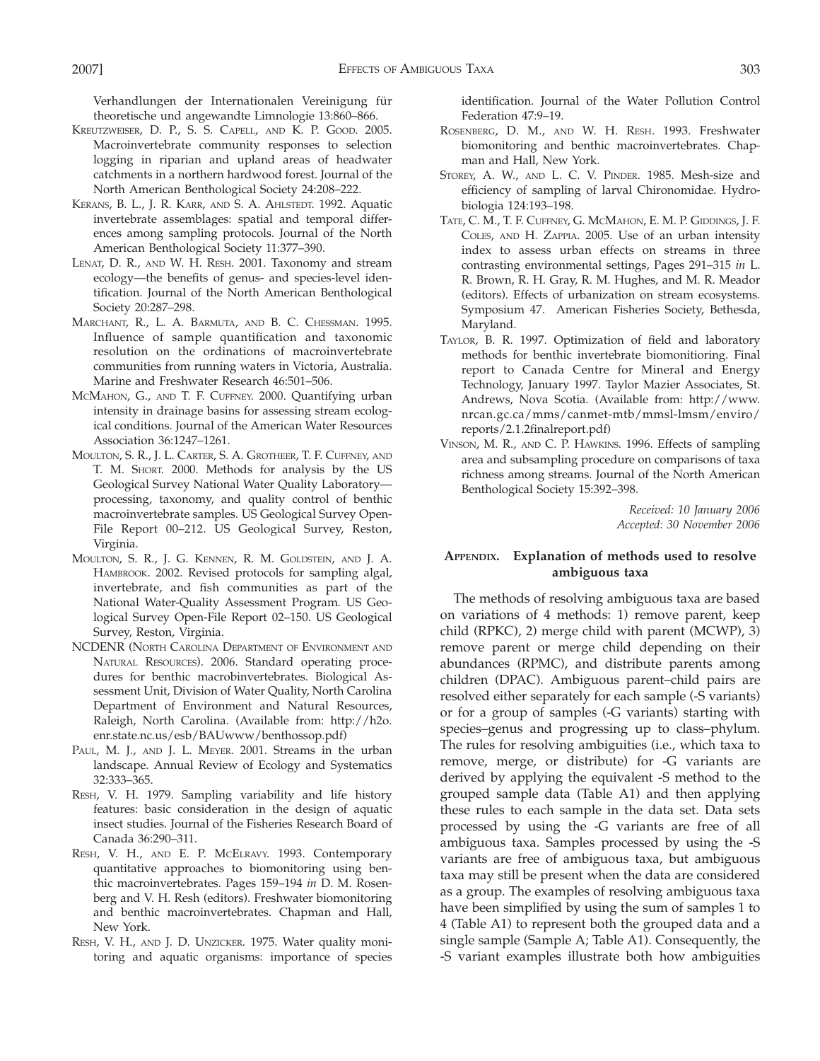Verhandlungen der Internationalen Vereinigung für theoretische und angewandte Limnologie 13:860–866.

Kreutzweiser, D. P., S. S. Capell, and K. P. Good. 2005. Macroinvertebrate community responses to selection logging in riparian and upland areas of headwater catchments in a northern hardwood forest. Journal of the North American Benthological Society 24:208–222.

Kerans, B. L., J. R. Karr, and S. A. Ahlstedt. 1992. Aquatic invertebrate assemblages: spatial and temporal differences among sampling protocols. Journal of the North American Benthological Society 11:377–390.

Lenat, D. R., and W. H. Resh. 2001. Taxonomy and stream ecology—the benefits of genus- and species-level identification. Journal of the North American Benthological Society 20:287–298.

Marchant, R., L. A. Barmuta, and B. C. Chessman. 1995. Influence of sample quantification and taxonomic resolution on the ordinations of macroinvertebrate communities from running waters in Victoria, Australia. Marine and Freshwater Research 46:501–506.

McMahon, G., and T. F. Cuffney. 2000. Quantifying urban intensity in drainage basins for assessing stream ecological conditions. Journal of the American Water Resources Association 36:1247–1261.

Moulton, S. R., J. L. Carter, S. A. Grotheer, T. F. Cuffney, and T. M. Short. 2000. Methods for analysis by the US Geological Survey National Water Quality Laboratory—processing, taxonomy, and quality control of benthic macroinvertebrate samples. US Geological Survey Open-File Report 00–212. US Geological Survey, Reston, Virginia.

Moulton, S. R., J. G. Kennen, R. M. Goldstein, and J. A. Hambrook. 2002. Revised protocols for sampling algal, invertebrate, and fish communities as part of the National Water-Quality Assessment Program. US Geological Survey Open-File Report 02–150. US Geological Survey, Reston, Virginia.

NCDENR (North Carolina Department of Environment and Natural Resources). 2006. Standard operating procedures for benthic macrobinvertebrates. Biological Assessment Unit, Division of Water Quality, North Carolina Department of Environment and Natural Resources, Raleigh, North Carolina. (Available from: http://h2o.enr.state.nc.us/esb/BAUwww/benthossop.pdf)

Paul, M. J., and J. L. Meyer. 2001. Streams in the urban landscape. Annual Review of Ecology and Systematics 32:333–365.

Resh, V. H. 1979. Sampling variability and life history features: basic consideration in the design of aquatic insect studies. Journal of the Fisheries Research Board of Canada 36:290–311.

Resh, V. H., and E. P. McElravy. 1993. Contemporary quantitative approaches to biomonitoring using benthic macroinvertebrates. Pages 159–194 *in* D. M. Rosenberg and V. H. Resh (editors). Freshwater biomonitoring and benthic macroinvertebrates. Chapman and Hall, New York.

Resh, V. H., and J. D. Unzicker. 1975. Water quality monitoring and aquatic organisms: importance of species identification. Journal of the Water Pollution Control Federation 47:9–19.

Rosenberg, D. M., and W. H. Resh. 1993. Freshwater biomonitoring and benthic macroinvertebrates. Chapman and Hall, New York.

Storey, A. W., and L. C. V. Pinder. 1985. Mesh-size and efficiency of sampling of larval Chironomidae. Hydrobiologia 124:193–198.

Tate, C. M., T. F. Cuffney, G. McMahon, E. M. P. Giddings, J. F. Coles, and H. Zappia. 2005. Use of an urban intensity index to assess urban effects on streams in three contrasting environmental settings, Pages 291–315 *in* L. R. Brown, R. H. Gray, R. M. Hughes, and M. R. Meador (editors). Effects of urbanization on stream ecosystems. Symposium 47. American Fisheries Society, Bethesda, Maryland.

Taylor, B. R. 1997. Optimization of field and laboratory methods for benthic invertebrate biomonitioring. Final report to Canada Centre for Mineral and Energy Technology, January 1997. Taylor Mazier Associates, St. Andrews, Nova Scotia. (Available from: http://www.nrcan.gc.ca/mms/canmet-mtb/mmsl-lmsm/enviro/reports/2.1.2finalreport.pdf)

Vinson, M. R., and C. P. Hawkins. 1996. Effects of sampling area and subsampling procedure on comparisons of taxa richness among streams. Journal of the North American Benthological Society 15:392–398.

*Received: 10 January 2006*
*Accepted: 30 November 2006*

## Appendix. Explanation of methods used to resolve ambiguous taxa

The methods of resolving ambiguous taxa are based on variations of 4 methods: 1) remove parent, keep child (RPKC), 2) merge child with parent (MCWP), 3) remove parent or merge child depending on their abundances (RPMC), and distribute parents among children (DPAC). Ambiguous parent–child pairs are resolved either separately for each sample (-S variants) or for a group of samples (-G variants) starting with species–genus and progressing up to class–phylum. The rules for resolving ambiguities (i.e., which taxa to remove, merge, or distribute) for -G variants are derived by applying the equivalent -S method to the grouped sample data (Table A1) and then applying these rules to each sample in the data set. Data sets processed by using the -G variants are free of all ambiguous taxa. Samples processed by using the -S variants are free of ambiguous taxa, but ambiguous taxa may still be present when the data are considered as a group. The examples of resolving ambiguous taxa have been simplified by using the sum of samples 1 to 4 (Table A1) to represent both the grouped data and a single sample (Sample A; Table A1). Consequently, the -S variant examples illustrate both how ambiguities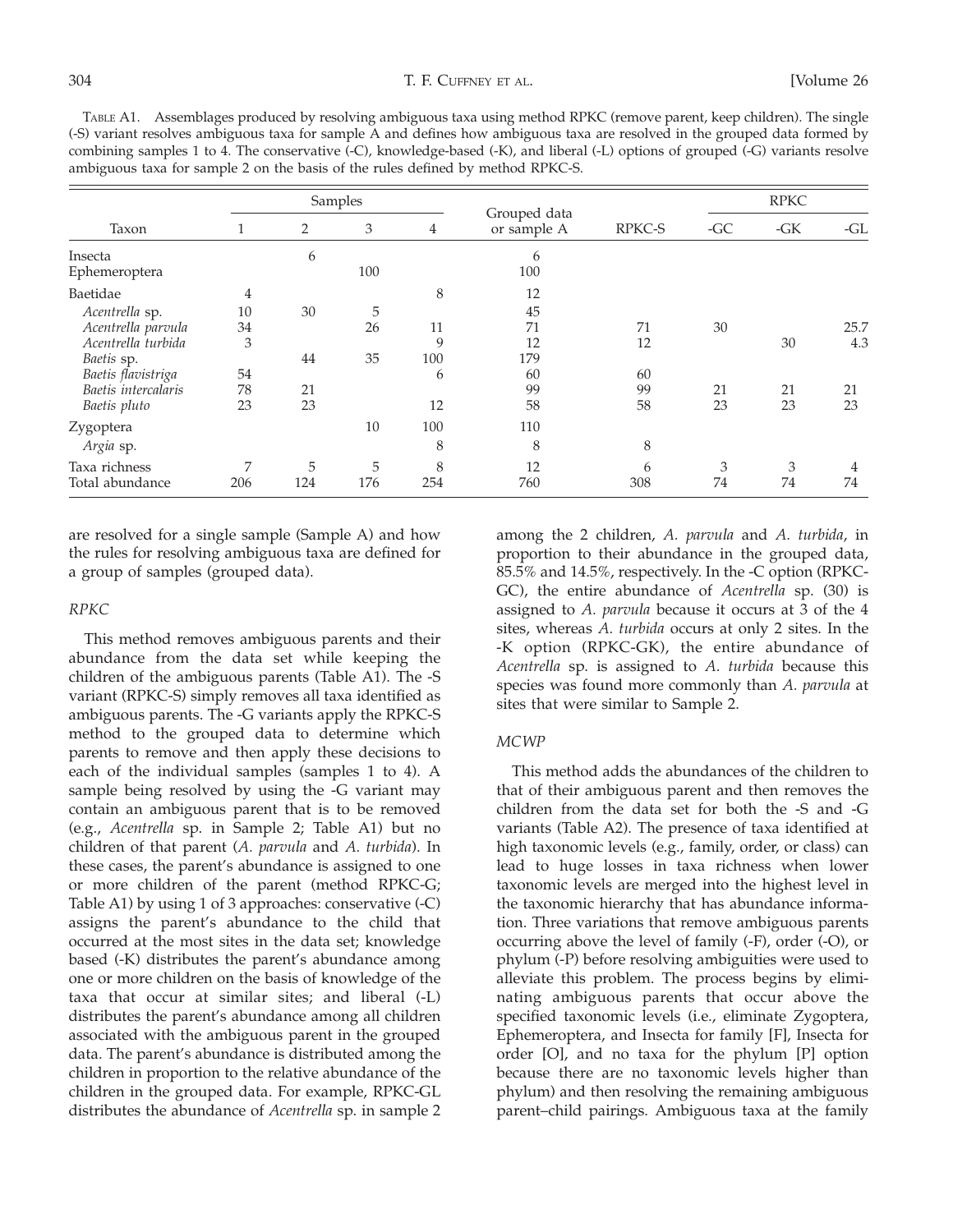TABLE A1. Assemblages produced by resolving ambiguous taxa using method RPKC (remove parent, keep children). The single (-S) variant resolves ambiguous taxa for sample A and defines how ambiguous taxa are resolved in the grouped data formed by combining samples 1 to 4. The conservative (-C), knowledge-based (-K), and liberal (-L) options of grouped (-G) variants resolve ambiguous taxa for sample 2 on the basis of the rules defined by method RPKC-S.

| Taxon | Samples | | | | Grouped data or sample A | RPKC-S | RPKC | | |
|---|---|---|---|---|---|---|---|---|---|
| | 1 | 2 | 3 | 4 | | | -GC | -GK | -GL |
| Insecta | | 6 | | | 6 | | | | |
| Ephemeroptera | | | 100 | | 100 | | | | |
| Baetidae | 4 | | | 8 | 12 | | | | |
| *Acentrella* sp. | 10 | 30 | 5 | | 45 | | | | |
| *Acentrella parvula* | 34 | | 26 | 11 | 71 | 71 | 30 | | 25.7 |
| *Acentrella turbida* | 3 | | | 9 | 12 | 12 | | 30 | 4.3 |
| *Baetis* sp. | | 44 | 35 | 100 | 179 | | | | |
| *Baetis flavistriga* | 54 | | | 6 | 60 | 60 | | | |
| *Baetis intercalaris* | 78 | 21 | | | 99 | 99 | 21 | 21 | 21 |
| *Baetis pluto* | 23 | 23 | | 12 | 58 | 58 | 23 | 23 | 23 |
| Zygoptera | | | 10 | 100 | 110 | | | | |
| *Argia* sp. | | | | 8 | 8 | 8 | | | |
| Taxa richness | 7 | 5 | 5 | 8 | 12 | 6 | 3 | 3 | 4 |
| Total abundance | 206 | 124 | 176 | 254 | 760 | 308 | 74 | 74 | 74 |

are resolved for a single sample (Sample A) and how the rules for resolving ambiguous taxa are defined for a group of samples (grouped data).

### *RPKC*

This method removes ambiguous parents and their abundance from the data set while keeping the children of the ambiguous parents (Table A1). The -S variant (RPKC-S) simply removes all taxa identified as ambiguous parents. The -G variants apply the RPKC-S method to the grouped data to determine which parents to remove and then apply these decisions to each of the individual samples (samples 1 to 4). A sample being resolved by using the -G variant may contain an ambiguous parent that is to be removed (e.g., *Acentrella* sp. in Sample 2; Table A1) but no children of that parent (*A. parvula* and *A. turbida*). In these cases, the parent's abundance is assigned to one or more children of the parent (method RPKC-G; Table A1) by using 1 of 3 approaches: conservative (-C) assigns the parent's abundance to the child that occurred at the most sites in the data set; knowledge based (-K) distributes the parent's abundance among one or more children on the basis of knowledge of the taxa that occur at similar sites; and liberal (-L) distributes the parent's abundance among all children associated with the ambiguous parent in the grouped data. The parent's abundance is distributed among the children in proportion to the relative abundance of the children in the grouped data. For example, RPKC-GL distributes the abundance of *Acentrella* sp. in sample 2 among the 2 children, *A. parvula* and *A. turbida*, in proportion to their abundance in the grouped data, 85.5% and 14.5%, respectively. In the -C option (RPKC-GC), the entire abundance of *Acentrella* sp. (30) is assigned to *A. parvula* because it occurs at 3 of the 4 sites, whereas *A. turbida* occurs at only 2 sites. In the -K option (RPKC-GK), the entire abundance of *Acentrella* sp. is assigned to *A. turbida* because this species was found more commonly than *A. parvula* at sites that were similar to Sample 2.

### *MCWP*

This method adds the abundances of the children to that of their ambiguous parent and then removes the children from the data set for both the -S and -G variants (Table A2). The presence of taxa identified at high taxonomic levels (e.g., family, order, or class) can lead to huge losses in taxa richness when lower taxonomic levels are merged into the highest level in the taxonomic hierarchy that has abundance information. Three variations that remove ambiguous parents occurring above the level of family (-F), order (-O), or phylum (-P) before resolving ambiguities were used to alleviate this problem. The process begins by eliminating ambiguous parents that occur above the specified taxonomic levels (i.e., eliminate Zygoptera, Ephemeroptera, and Insecta for family [F], Insecta for order [O], and no taxa for the phylum [P] option because there are no taxonomic levels higher than phylum) and then resolving the remaining ambiguous parent–child pairings. Ambiguous taxa at the family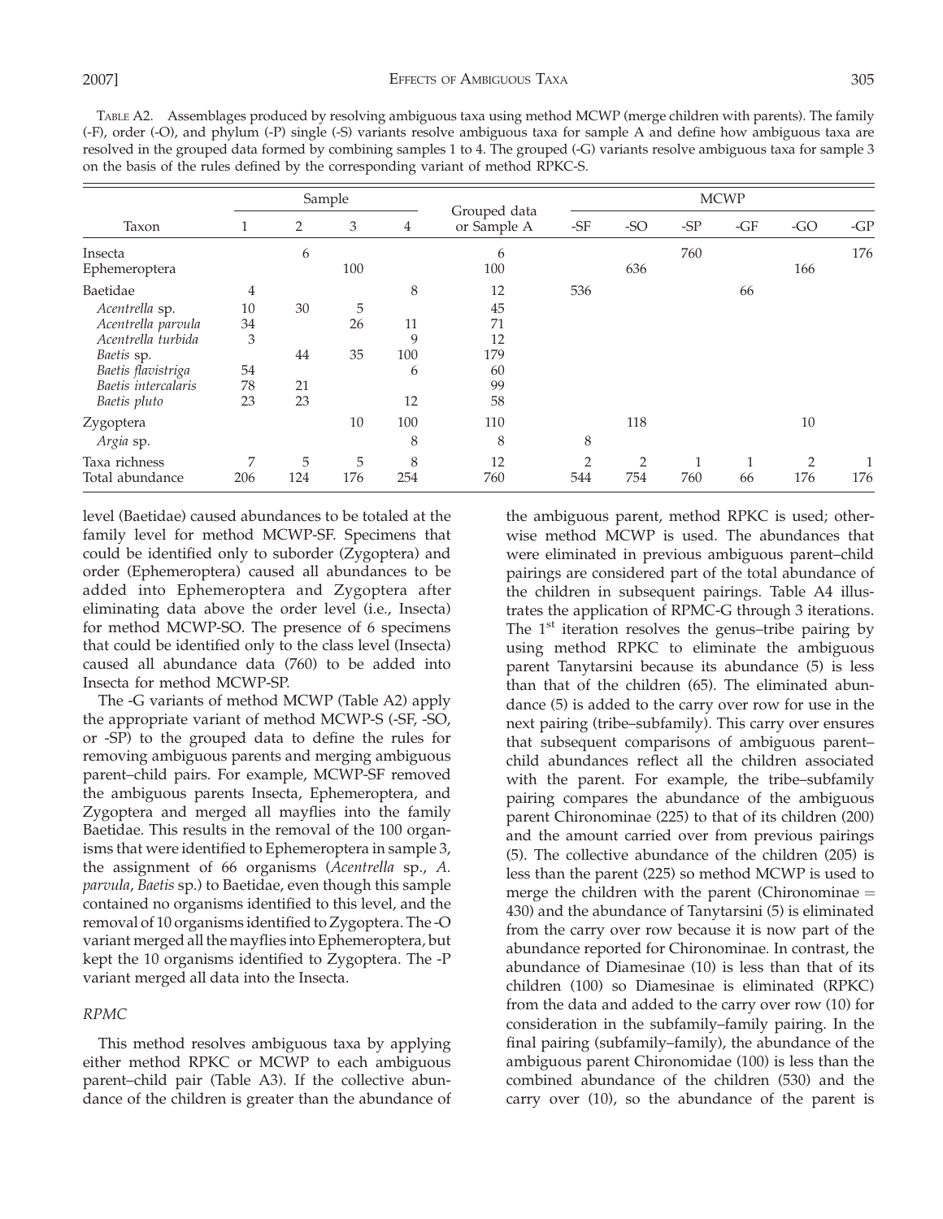TABLE A2. Assemblages produced by resolving ambiguous taxa using method MCWP (merge children with parents). The family (-F), order (-O), and phylum (-P) single (-S) variants resolve ambiguous taxa for sample A and define how ambiguous taxa are resolved in the grouped data formed by combining samples 1 to 4. The grouped (-G) variants resolve ambiguous taxa for sample 3 on the basis of the rules defined by the corresponding variant of method RPKC-S.

| Taxon | Sample | | | | Grouped data or Sample A | MCWP | | | | | |
|---|---|---|---|---|---|---|---|---|---|---|---|
| | 1 | 2 | 3 | 4 | | -SF | -SO | -SP | -GF | -GO | -GP |
| Insecta | | 6 | | | 6 | | | 760 | | | 176 |
| Ephemeroptera | | | 100 | | 100 | | 636 | | | 166 | |
| Baetidae | 4 | | | 8 | 12 | 536 | | | 66 | | |
| *Acentrella* sp. | 10 | 30 | 5 | | 45 | | | | | | |
| *Acentrella parvula* | 34 | | 26 | 11 | 71 | | | | | | |
| *Acentrella turbida* | 3 | | | 9 | 12 | | | | | | |
| *Baetis* sp. | | 44 | 35 | 100 | 179 | | | | | | |
| *Baetis flavistriga* | 54 | | | 6 | 60 | | | | | | |
| *Baetis intercalaris* | 78 | 21 | | | 99 | | | | | | |
| *Baetis pluto* | 23 | 23 | | 12 | 58 | | | | | | |
| Zygoptera | | | 10 | 100 | 110 | | 118 | | | 10 | |
| *Argia* sp. | | | | 8 | 8 | 8 | | | | | |
| Taxa richness | 7 | 5 | 5 | 8 | 12 | 2 | 2 | 1 | 1 | 2 | 1 |
| Total abundance | 206 | 124 | 176 | 254 | 760 | 544 | 754 | 760 | 66 | 176 | 176 |

level (Baetidae) caused abundances to be totaled at the family level for method MCWP-SF. Specimens that could be identified only to suborder (Zygoptera) and order (Ephemeroptera) caused all abundances to be added into Ephemeroptera and Zygoptera after eliminating data above the order level (i.e., Insecta) for method MCWP-SO. The presence of 6 specimens that could be identified only to the class level (Insecta) caused all abundance data (760) to be added into Insecta for method MCWP-SP.

The -G variants of method MCWP (Table A2) apply the appropriate variant of method MCWP-S (-SF, -SO, or -SP) to the grouped data to define the rules for removing ambiguous parents and merging ambiguous parent–child pairs. For example, MCWP-SF removed the ambiguous parents Insecta, Ephemeroptera, and Zygoptera and merged all mayflies into the family Baetidae. This results in the removal of the 100 organisms that were identified to Ephemeroptera in sample 3, the assignment of 66 organisms (*Acentrella* sp., *A. parvula*, *Baetis* sp.) to Baetidae, even though this sample contained no organisms identified to this level, and the removal of 10 organisms identified to Zygoptera. The -O variant merged all the mayflies into Ephemeroptera, but kept the 10 organisms identified to Zygoptera. The -P variant merged all data into the Insecta.

### *RPMC*

This method resolves ambiguous taxa by applying either method RPKC or MCWP to each ambiguous parent–child pair (Table A3). If the collective abundance of the children is greater than the abundance of the ambiguous parent, method RPKC is used; otherwise method MCWP is used. The abundances that were eliminated in previous ambiguous parent–child pairings are considered part of the total abundance of the children in subsequent pairings. Table A4 illustrates the application of RPMC-G through 3 iterations. The 1st iteration resolves the genus–tribe pairing by using method RPKC to eliminate the ambiguous parent Tanytarsini because its abundance (5) is less than that of the children (65). The eliminated abundance (5) is added to the carry over row for use in the next pairing (tribe–subfamily). This carry over ensures that subsequent comparisons of ambiguous parent–child abundances reflect all the children associated with the parent. For example, the tribe–subfamily pairing compares the abundance of the ambiguous parent Chironominae (225) to that of its children (200) and the amount carried over from previous pairings (5). The collective abundance of the children (205) is less than the parent (225) so method MCWP is used to merge the children with the parent (Chironominae = 430) and the abundance of Tanytarsini (5) is eliminated from the carry over row because it is now part of the abundance reported for Chironominae. In contrast, the abundance of Diamesinae (10) is less than that of its children (100) so Diamesinae is eliminated (RPKC) from the data and added to the carry over row (10) for consideration in the subfamily–family pairing. In the final pairing (subfamily–family), the abundance of the ambiguous parent Chironomidae (100) is less than the combined abundance of the children (530) and the carry over (10), so the abundance of the parent is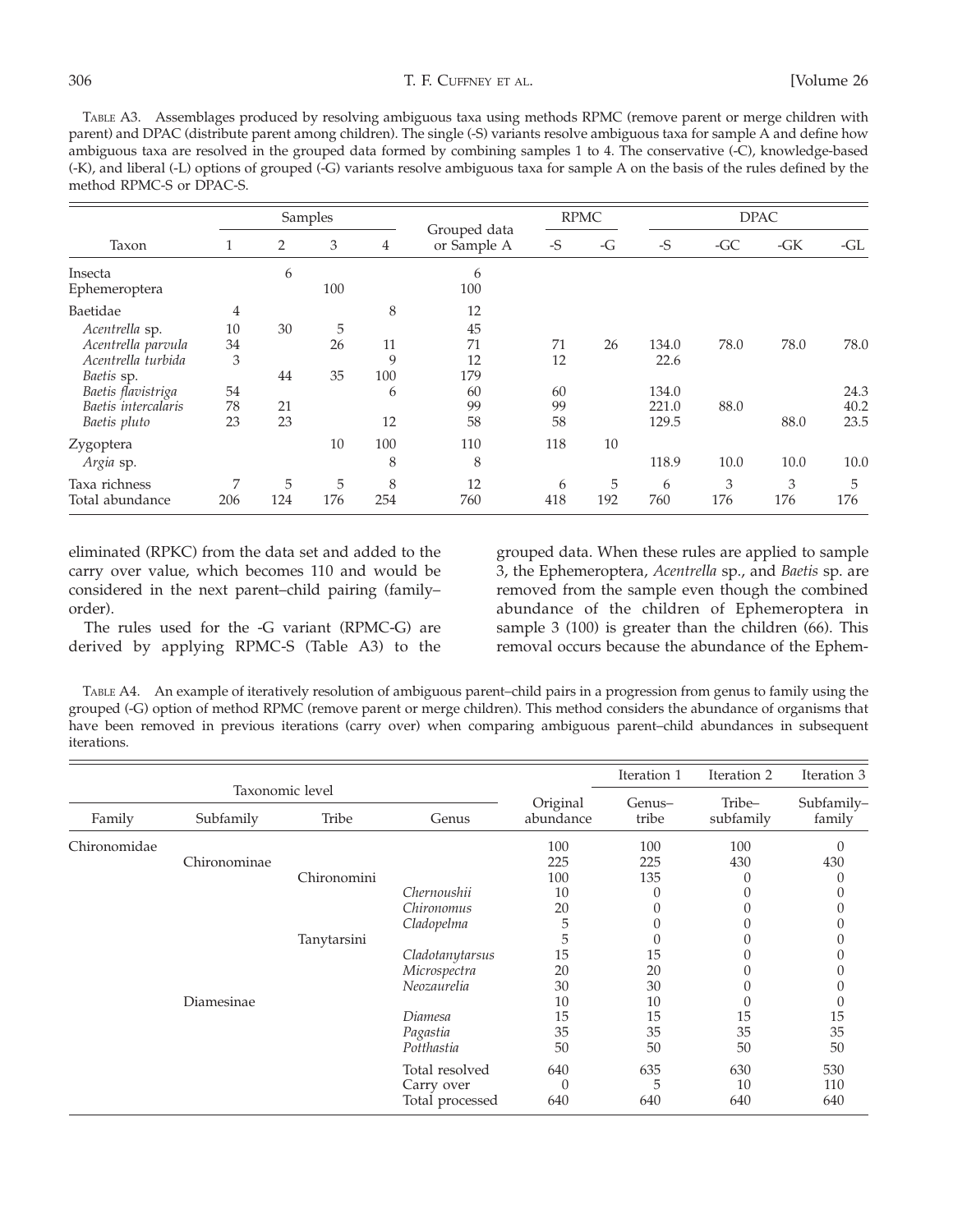TABLE A3. Assemblages produced by resolving ambiguous taxa using methods RPMC (remove parent or merge children with parent) and DPAC (distribute parent among children). The single (-S) variants resolve ambiguous taxa for sample A and define how ambiguous taxa are resolved in the grouped data formed by combining samples 1 to 4. The conservative (-C), knowledge-based (-K), and liberal (-L) options of grouped (-G) variants resolve ambiguous taxa for sample A on the basis of the rules defined by the method RPMC-S or DPAC-S.

| Taxon | Samples | | | | Grouped data or Sample A | RPMC | | DPAC | | | |
|---|---|---|---|---|---|---|---|---|---|---|---|
| | 1 | 2 | 3 | 4 | | -S | -G | -S | -GC | -GK | -GL |
| Insecta | | 6 | | | 6 | | | | | | |
| Ephemeroptera | | | 100 | | 100 | | | | | | |
| Baetidae | 4 | | | 8 | 12 | | | | | | |
| *Acentrella* sp. | 10 | 30 | 5 | | 45 | | | | | | |
| *Acentrella parvula* | 34 | | 26 | 11 | 71 | 71 | 26 | 134.0 | 78.0 | 78.0 | 78.0 |
| *Acentrella turbida* | 3 | | | 9 | 12 | 12 | | 22.6 | | | |
| *Baetis* sp. | | 44 | 35 | 100 | 179 | | | | | | |
| *Baetis flavistriga* | 54 | | | 6 | 60 | 60 | | 134.0 | | | 24.3 |
| *Baetis intercalaris* | 78 | 21 | | | 99 | 99 | | 221.0 | 88.0 | | 40.2 |
| *Baetis pluto* | 23 | 23 | | 12 | 58 | 58 | | 129.5 | | 88.0 | 23.5 |
| Zygoptera | | | 10 | 100 | 110 | 118 | 10 | | | | |
| *Argia* sp. | | | | 8 | 8 | | | 118.9 | 10.0 | 10.0 | 10.0 |
| Taxa richness | 7 | 5 | 5 | 8 | 12 | 6 | 5 | 6 | 3 | 3 | 5 |
| Total abundance | 206 | 124 | 176 | 254 | 760 | 418 | 192 | 760 | 176 | 176 | 176 |

eliminated (RPKC) from the data set and added to the carry over value, which becomes 110 and would be considered in the next parent–child pairing (family–order).

The rules used for the -G variant (RPMC-G) are derived by applying RPMC-S (Table A3) to the grouped data. When these rules are applied to sample 3, the Ephemeroptera, *Acentrella* sp., and *Baetis* sp. are removed from the sample even though the combined abundance of the children of Ephemeroptera in sample 3 (100) is greater than the children (66). This removal occurs because the abundance of the Ephem-

TABLE A4. An example of iteratively resolution of ambiguous parent–child pairs in a progression from genus to family using the grouped (-G) option of method RPMC (remove parent or merge children). This method considers the abundance of organisms that have been removed in previous iterations (carry over) when comparing ambiguous parent–child abundances in subsequent iterations.

| Taxonomic level | | | | Original abundance | Iteration 1 | Iteration 2 | Iteration 3 |
|---|---|---|---|---|---|---|---|
| Family | Subfamily | Tribe | Genus | | Genus–tribe | Tribe–subfamily | Subfamily–family |
| Chironomidae | | | | 100 | 100 | 100 | 0 |
| | Chironominae | | | 225 | 225 | 430 | 430 |
| | | Chironomini | | 100 | 135 | 0 | 0 |
| | | | *Chernoushii* | 10 | 0 | 0 | 0 |
| | | | *Chironomus* | 20 | 0 | 0 | 0 |
| | | | *Cladopelma* | 5 | 0 | 0 | 0 |
| | | Tanytarsini | | 5 | 0 | 0 | 0 |
| | | | *Cladotanytarsus* | 15 | 15 | 0 | 0 |
| | | | *Microspectra* | 20 | 20 | 0 | 0 |
| | | | *Neozaurelia* | 30 | 30 | 0 | 0 |
| | Diamesinae | | | 10 | 10 | 0 | 0 |
| | | | *Diamesa* | 15 | 15 | 15 | 15 |
| | | | *Pagastia* | 35 | 35 | 35 | 35 |
| | | | *Potthastia* | 50 | 50 | 50 | 50 |
| | | | Total resolved | 640 | 635 | 630 | 530 |
| | | | Carry over | 0 | 5 | 10 | 110 |
| | | | Total processed | 640 | 640 | 640 | 640 |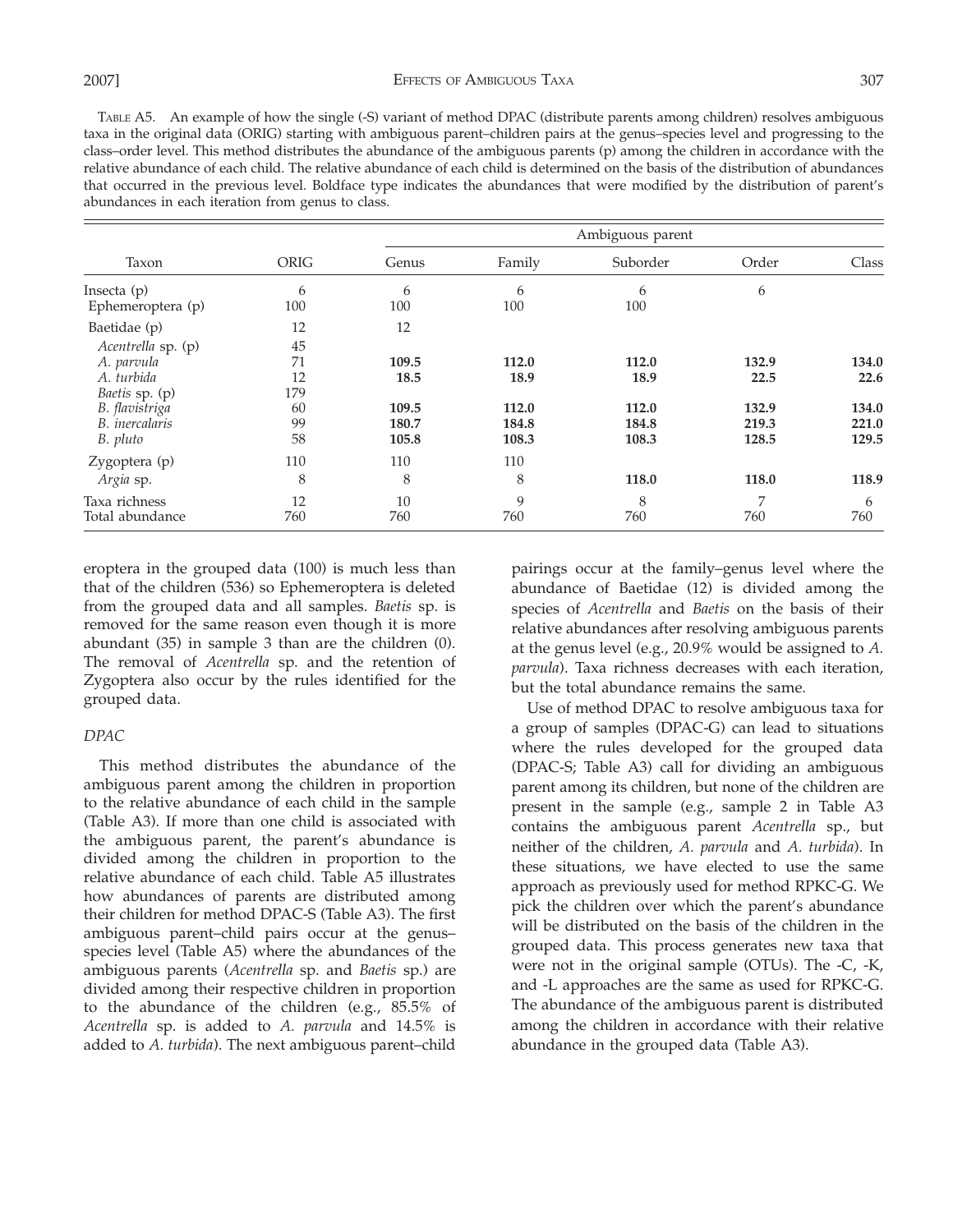TABLE A5. An example of how the single (-S) variant of method DPAC (distribute parents among children) resolves ambiguous taxa in the original data (ORIG) starting with ambiguous parent–children pairs at the genus–species level and progressing to the class–order level. This method distributes the abundance of the ambiguous parents (p) among the children in accordance with the relative abundance of each child. The relative abundance of each child is determined on the basis of the distribution of abundances that occurred in the previous level. Boldface type indicates the abundances that were modified by the distribution of parent's abundances in each iteration from genus to class.

| | | Ambiguous parent | | | | |
|---|---|---|---|---|---|---|
| Taxon | ORIG | Genus | Family | Suborder | Order | Class |
| Insecta (p) | 6 | 6 | 6 | 6 | 6 | |
| Ephemeroptera (p) | 100 | 100 | 100 | 100 | | |
| Baetidae (p) | 12 | 12 | | | | |
| *Acentrella* sp. (p) | 45 | | | | | |
| *A. parvula* | 71 | **109.5** | **112.0** | 112.0 | **132.9** | **134.0** |
| *A. turbida* | 12 | **18.5** | **18.9** | 18.9 | **22.5** | **22.6** |
| *Baetis* sp. (p) | 179 | | | | | |
| *B. flavistriga* | 60 | **109.5** | **112.0** | 112.0 | **132.9** | **134.0** |
| *B. inercalaris* | 99 | **180.7** | **184.8** | 184.8 | **219.3** | **221.0** |
| *B. pluto* | 58 | **105.8** | **108.3** | 108.3 | **128.5** | **129.5** |
| Zygoptera (p) | 110 | 110 | 110 | | | |
| *Argia* sp. | 8 | 8 | 8 | **118.0** | 118.0 | **118.9** |
| Taxa richness | 12 | 10 | 9 | 8 | 7 | 6 |
| Total abundance | 760 | 760 | 760 | 760 | 760 | 760 |

eroptera in the grouped data (100) is much less than that of the children (536) so Ephemeroptera is deleted from the grouped data and all samples. *Baetis* sp. is removed for the same reason even though it is more abundant (35) in sample 3 than are the children (0). The removal of *Acentrella* sp. and the retention of Zygoptera also occur by the rules identified for the grouped data.

### *DPAC*

This method distributes the abundance of the ambiguous parent among the children in proportion to the relative abundance of each child in the sample (Table A3). If more than one child is associated with the ambiguous parent, the parent's abundance is divided among the children in proportion to the relative abundance of each child. Table A5 illustrates how abundances of parents are distributed among their children for method DPAC-S (Table A3). The first ambiguous parent–child pairs occur at the genus–species level (Table A5) where the abundances of the ambiguous parents (*Acentrella* sp. and *Baetis* sp.) are divided among their respective children in proportion to the abundance of the children (e.g., 85.5% of *Acentrella* sp. is added to *A. parvula* and 14.5% is added to *A. turbida*). The next ambiguous parent–child pairings occur at the family–genus level where the abundance of Baetidae (12) is divided among the species of *Acentrella* and *Baetis* on the basis of their relative abundances after resolving ambiguous parents at the genus level (e.g., 20.9% would be assigned to *A. parvula*). Taxa richness decreases with each iteration, but the total abundance remains the same.

Use of method DPAC to resolve ambiguous taxa for a group of samples (DPAC-G) can lead to situations where the rules developed for the grouped data (DPAC-S; Table A3) call for dividing an ambiguous parent among its children, but none of the children are present in the sample (e.g., sample 2 in Table A3 contains the ambiguous parent *Acentrella* sp., but neither of the children, *A. parvula* and *A. turbida*). In these situations, we have elected to use the same approach as previously used for method RPKC-G. We pick the children over which the parent's abundance will be distributed on the basis of the children in the grouped data. This process generates new taxa that were not in the original sample (OTUs). The -C, -K, and -L approaches are the same as used for RPKC-G. The abundance of the ambiguous parent is distributed among the children in accordance with their relative abundance in the grouped data (Table A3).